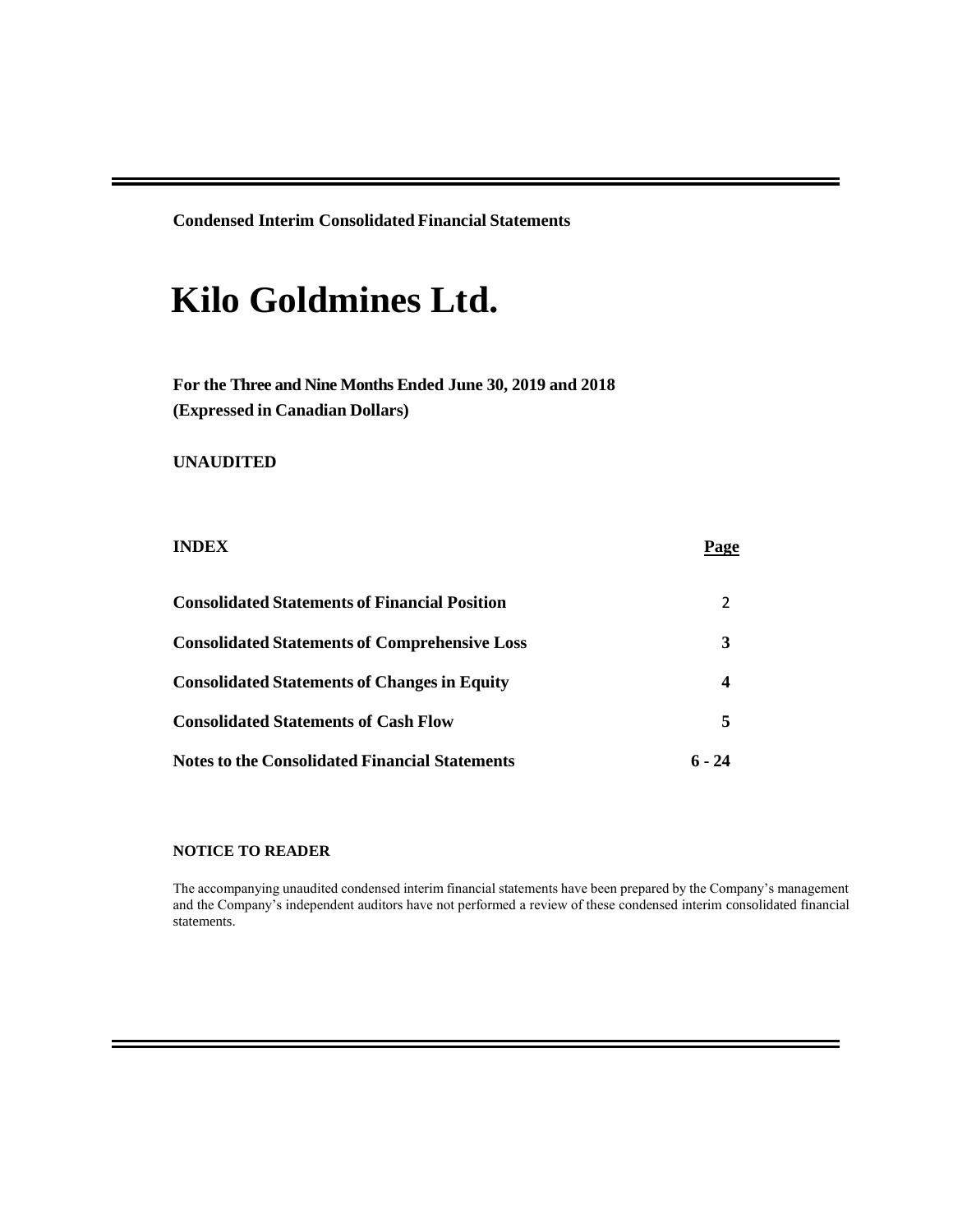**Condensed Interim Consolidated Financial Statements**

# Kilo Goldmines Ltd.

**For the Three and Nine Months Ended June 30, 2019 and 2018**
**(Expressed in Canadian Dollars)**

**UNAUDITED**

| INDEX | Page |
|---|---|
| **Consolidated Statements of Financial Position** | 2 |
| **Consolidated Statements of Comprehensive Loss** | **3** |
| **Consolidated Statements of Changes in Equity** | **4** |
| **Consolidated Statements of Cash Flow** | **5** |
| **Notes to the Consolidated Financial Statements** | **6 - 24** |

**NOTICE TO READER**

The accompanying unaudited condensed interim financial statements have been prepared by the Company's management and the Company's independent auditors have not performed a review of these condensed interim consolidated financial statements.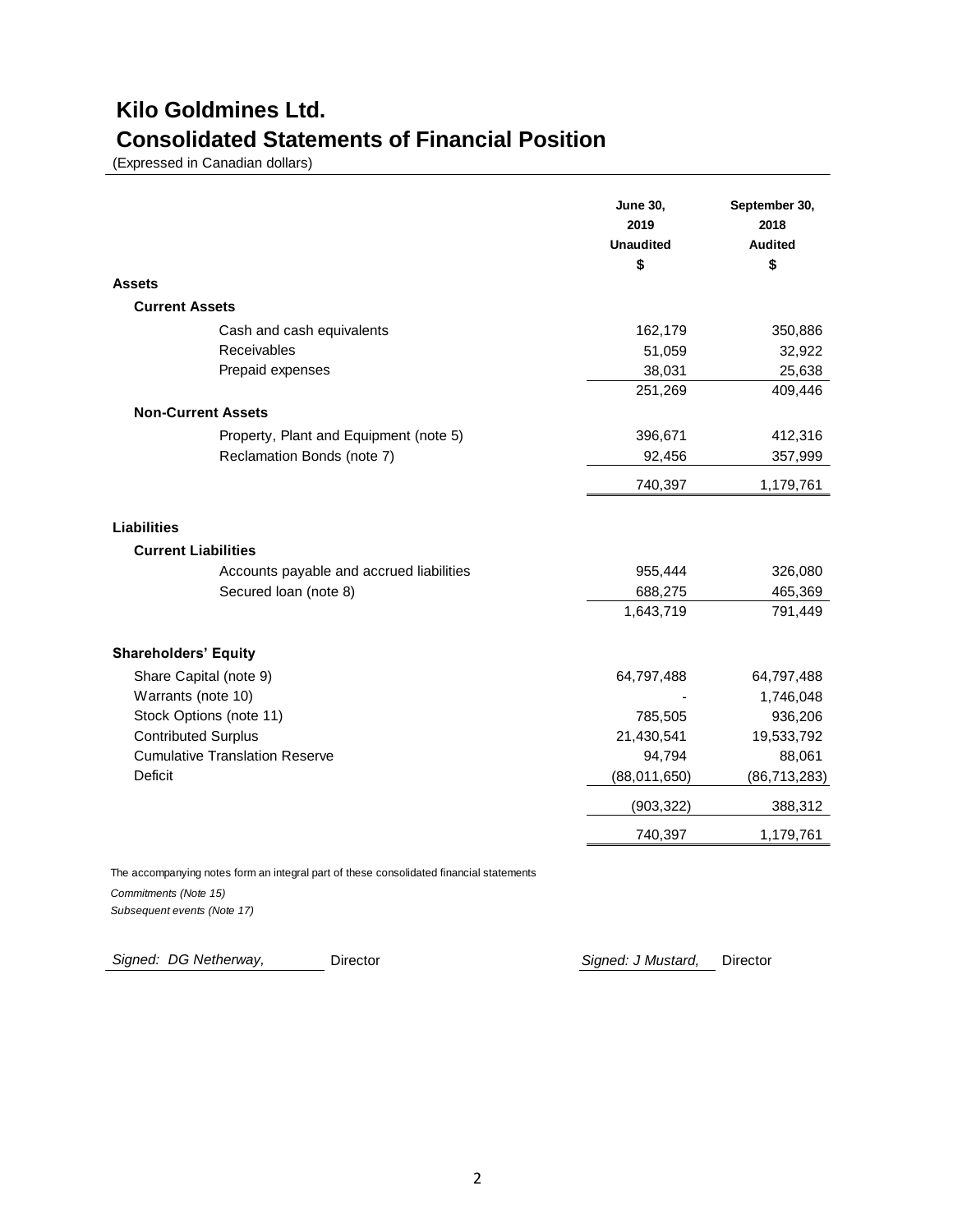# Kilo Goldmines Ltd.
## Consolidated Statements of Financial Position

(Expressed in Canadian dollars)

| | June 30, 2019 Unaudited $ | September 30, 2018 Audited $ |
|---|---|---|
| **Assets** | | |
| **Current Assets** | | |
| Cash and cash equivalents | 162,179 | 350,886 |
| Receivables | 51,059 | 32,922 |
| Prepaid expenses | 38,031 | 25,638 |
| | 251,269 | 409,446 |
| **Non-Current Assets** | | |
| Property, Plant and Equipment (note 5) | 396,671 | 412,316 |
| Reclamation Bonds (note 7) | 92,456 | 357,999 |
| | 740,397 | 1,179,761 |
| **Liabilities** | | |
| **Current Liabilities** | | |
| Accounts payable and accrued liabilities | 955,444 | 326,080 |
| Secured loan (note 8) | 688,275 | 465,369 |
| | 1,643,719 | 791,449 |
| **Shareholders' Equity** | | |
| Share Capital (note 9) | 64,797,488 | 64,797,488 |
| Warrants (note 10) | - | 1,746,048 |
| Stock Options (note 11) | 785,505 | 936,206 |
| Contributed Surplus | 21,430,541 | 19,533,792 |
| Cumulative Translation Reserve | 94,794 | 88,061 |
| Deficit | (88,011,650) | (86,713,283) |
| | (903,322) | 388,312 |
| | 740,397 | 1,179,761 |

The accompanying notes form an integral part of these consolidated financial statements

*Commitments (Note 15)*

*Subsequent events (Note 17)*

*Signed: DG Netherway,* Director *Signed: J Mustard,* Director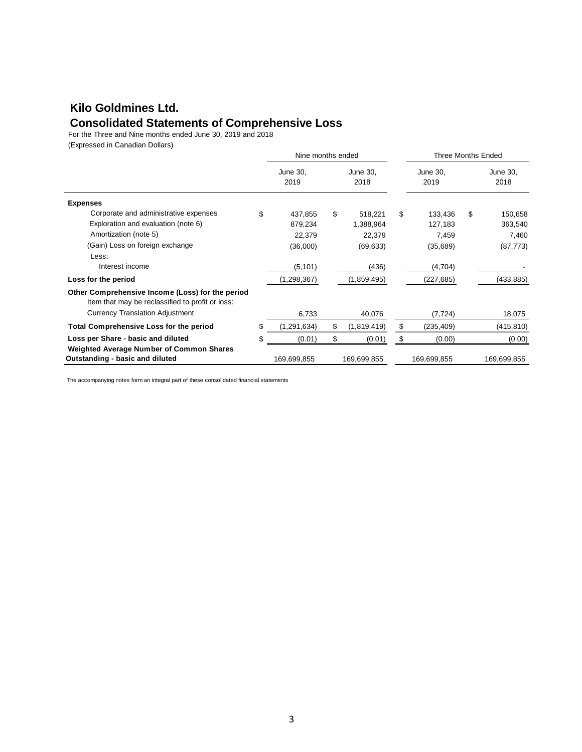# Kilo Goldmines Ltd.

## Consolidated Statements of Comprehensive Loss

For the Three and Nine months ended June 30, 2019 and 2018

(Expressed in Canadian Dollars)

| | Nine months ended | | Three Months Ended | |
|---|---|---|---|---|
| | June 30, 2019 | June 30, 2018 | June 30, 2019 | June 30, 2018 |
| **Expenses** | | | | |
| Corporate and administrative expenses | $ 437,855 | $ 518,221 | $ 133,436 | $ 150,658 |
| Exploration and evaluation (note 6) | 879,234 | 1,388,964 | 127,183 | 363,540 |
| Amortization (note 5) | 22,379 | 22,379 | 7,459 | 7,460 |
| (Gain) Loss on foreign exchange | (36,000) | (69,633) | (35,689) | (87,773) |
| Less: | | | | |
| Interest income | (5,101) | (436) | (4,704) | - |
| **Loss for the period** | (1,298,367) | (1,859,495) | (227,685) | (433,885) |
| **Other Comprehensive Income (Loss) for the period** Item that may be reclassified to profit or loss: | | | | |
| Currency Translation Adjustment | 6,733 | 40,076 | (7,724) | 18,075 |
| **Total Comprehensive Loss for the period** | $ (1,291,634) | $ (1,819,419) | $ (235,409) | (415,810) |
| **Loss per Share - basic and diluted** | $ (0.01) | $ (0.01) | $ (0.00) | (0.00) |
| **Weighted Average Number of Common Shares Outstanding - basic and diluted** | 169,699,855 | 169,699,855 | 169,699,855 | 169,699,855 |

The accompanying notes form an integral part of these consolidated financial statements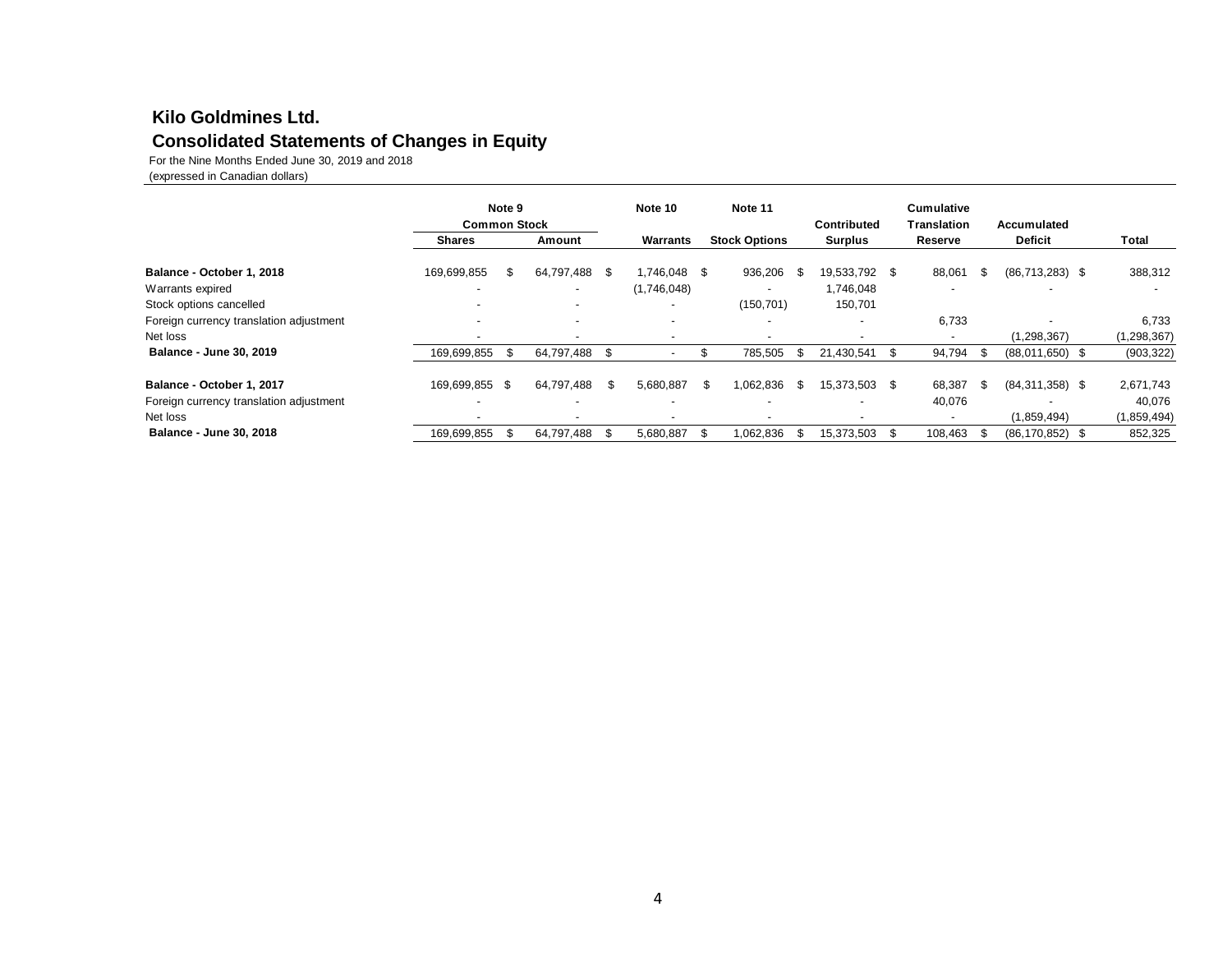# Kilo Goldmines Ltd.

## Consolidated Statements of Changes in Equity

For the Nine Months Ended June 30, 2019 and 2018

(expressed in Canadian dollars)

| | Note 9 Common Stock | | Note 10 | Note 11 | | Cumulative | | |
|---|---|---|---|---|---|---|---|---|
| | Shares | Amount | Warrants | Stock Options | Contributed Surplus | Translation Reserve | Accumulated Deficit | Total |
| **Balance - October 1, 2018** | 169,699,855 | $ 64,797,488 | $ 1,746,048 | $ 936,206 | $ 19,533,792 | $ 88,061 | $ (86,713,283) | $ 388,312 |
| Warrants expired | - | - | (1,746,048) | - | 1,746,048 | - | - | - |
| Stock options cancelled | - | - | - | (150,701) | 150,701 | | | |
| Foreign currency translation adjustment | - | - | - | - | - | 6,733 | - | 6,733 |
| Net loss | - | - | - | - | - | - | (1,298,367) | (1,298,367) |
| **Balance - June 30, 2019** | 169,699,855 | $ 64,797,488 | $ - | $ 785,505 | $ 21,430,541 | $ 94,794 | $ (88,011,650) | $ (903,322) |
| | | | | | | | | |
| **Balance - October 1, 2017** | 169,699,855 | $ 64,797,488 | $ 5,680,887 | $ 1,062,836 | $ 15,373,503 | $ 68,387 | $ (84,311,358) | $ 2,671,743 |
| Foreign currency translation adjustment | - | - | - | - | - | 40,076 | - | 40,076 |
| Net loss | - | - | - | - | - | - | (1,859,494) | (1,859,494) |
| **Balance - June 30, 2018** | 169,699,855 | $ 64,797,488 | $ 5,680,887 | $ 1,062,836 | $ 15,373,503 | $ 108,463 | $ (86,170,852) | $ 852,325 |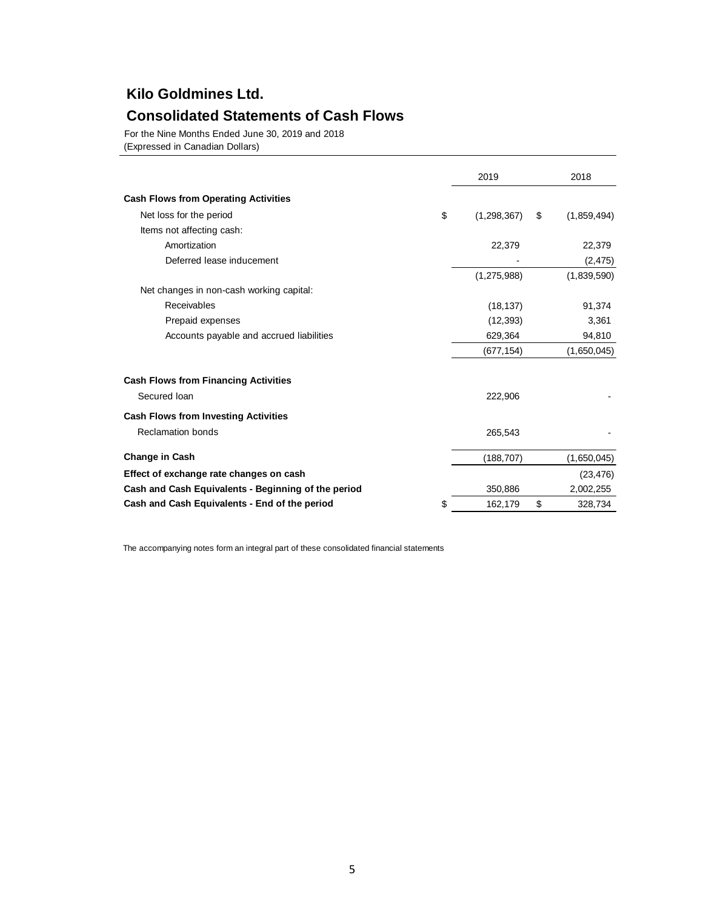# Kilo Goldmines Ltd.

## Consolidated Statements of Cash Flows

For the Nine Months Ended June 30, 2019 and 2018
(Expressed in Canadian Dollars)

| | 2019 | 2018 |
|---|---|---|
| **Cash Flows from Operating Activities** | | |
| Net loss for the period | $ (1,298,367) | $ (1,859,494) |
| Items not affecting cash: | | |
| Amortization | 22,379 | 22,379 |
| Deferred lease inducement | - | (2,475) |
| | (1,275,988) | (1,839,590) |
| Net changes in non-cash working capital: | | |
| Receivables | (18,137) | 91,374 |
| Prepaid expenses | (12,393) | 3,361 |
| Accounts payable and accrued liabilities | 629,364 | 94,810 |
| | (677,154) | (1,650,045) |
| **Cash Flows from Financing Activities** | | |
| Secured loan | 222,906 | - |
| **Cash Flows from Investing Activities** | | |
| Reclamation bonds | 265,543 | - |
| **Change in Cash** | (188,707) | (1,650,045) |
| **Effect of exchange rate changes on cash** | | (23,476) |
| **Cash and Cash Equivalents - Beginning of the period** | 350,886 | 2,002,255 |
| **Cash and Cash Equivalents - End of the period** | $ 162,179 | $ 328,734 |

The accompanying notes form an integral part of these consolidated financial statements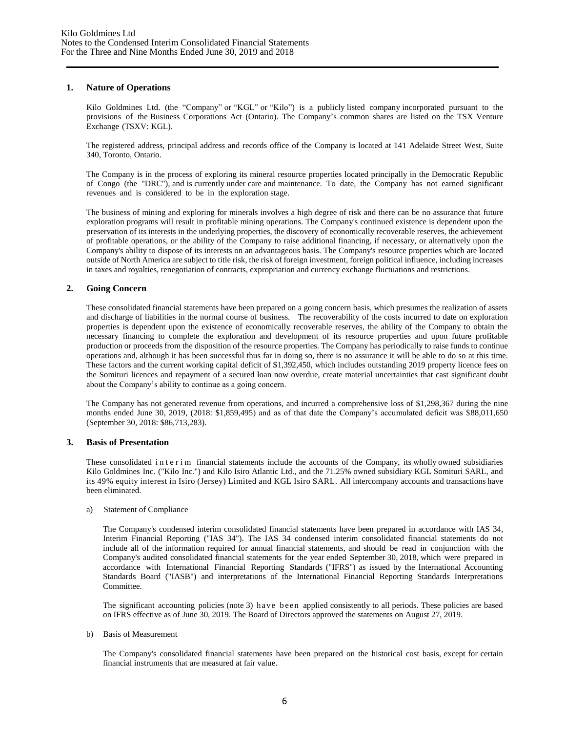## 1. Nature of Operations

Kilo Goldmines Ltd. (the "Company" or "KGL" or "Kilo") is a publicly listed company incorporated pursuant to the provisions of the Business Corporations Act (Ontario). The Company's common shares are listed on the TSX Venture Exchange (TSXV: KGL).

The registered address, principal address and records office of the Company is located at 141 Adelaide Street West, Suite 340, Toronto, Ontario.

The Company is in the process of exploring its mineral resource properties located principally in the Democratic Republic of Congo (the "DRC"), and is currently under care and maintenance. To date, the Company has not earned significant revenues and is considered to be in the exploration stage.

The business of mining and exploring for minerals involves a high degree of risk and there can be no assurance that future exploration programs will result in profitable mining operations. The Company's continued existence is dependent upon the preservation of its interests in the underlying properties, the discovery of economically recoverable reserves, the achievement of profitable operations, or the ability of the Company to raise additional financing, if necessary, or alternatively upon the Company's ability to dispose of its interests on an advantageous basis. The Company's resource properties which are located outside of North America are subject to title risk, the risk of foreign investment, foreign political influence, including increases in taxes and royalties, renegotiation of contracts, expropriation and currency exchange fluctuations and restrictions.

## 2. Going Concern

These consolidated financial statements have been prepared on a going concern basis, which presumes the realization of assets and discharge of liabilities in the normal course of business. The recoverability of the costs incurred to date on exploration properties is dependent upon the existence of economically recoverable reserves, the ability of the Company to obtain the necessary financing to complete the exploration and development of its resource properties and upon future profitable production or proceeds from the disposition of the resource properties. The Company has periodically to raise funds to continue operations and, although it has been successful thus far in doing so, there is no assurance it will be able to do so at this time. These factors and the current working capital deficit of $1,392,450, which includes outstanding 2019 property licence fees on the Somituri licences and repayment of a secured loan now overdue, create material uncertainties that cast significant doubt about the Company's ability to continue as a going concern.

The Company has not generated revenue from operations, and incurred a comprehensive loss of $1,298,367 during the nine months ended June 30, 2019, (2018: $1,859,495) and as of that date the Company's accumulated deficit was $88,011,650 (September 30, 2018: $86,713,283).

## 3. Basis of Presentation

These consolidated interim financial statements include the accounts of the Company, its wholly owned subsidiaries Kilo Goldmines Inc. ("Kilo Inc.") and Kilo Isiro Atlantic Ltd., and the 71.25% owned subsidiary KGL Somituri SARL, and its 49% equity interest in Isiro (Jersey) Limited and KGL Isiro SARL. All intercompany accounts and transactions have been eliminated.

a) Statement of Compliance

The Company's condensed interim consolidated financial statements have been prepared in accordance with IAS 34, Interim Financial Reporting ("IAS 34"). The IAS 34 condensed interim consolidated financial statements do not include all of the information required for annual financial statements, and should be read in conjunction with the Company's audited consolidated financial statements for the year ended September 30, 2018, which were prepared in accordance with International Financial Reporting Standards ("IFRS") as issued by the International Accounting Standards Board ("IASB") and interpretations of the International Financial Reporting Standards Interpretations Committee.

The significant accounting policies (note 3) have been applied consistently to all periods. These policies are based on IFRS effective as of June 30, 2019. The Board of Directors approved the statements on August 27, 2019.

b) Basis of Measurement

The Company's consolidated financial statements have been prepared on the historical cost basis, except for certain financial instruments that are measured at fair value.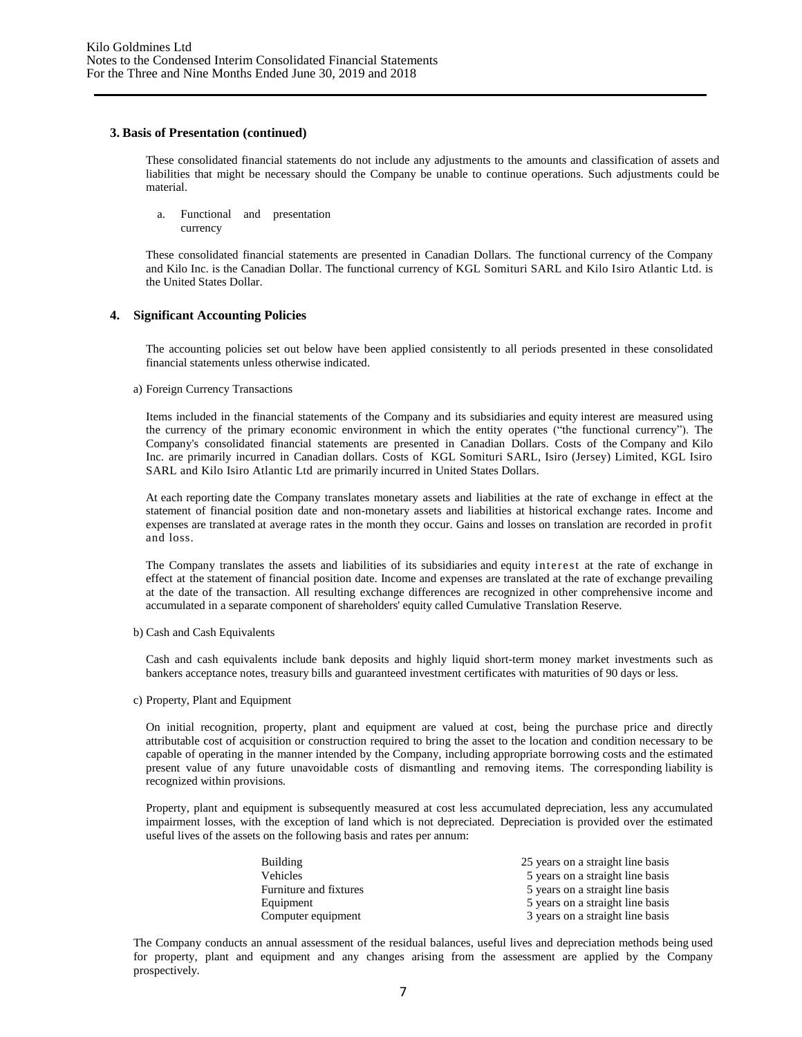## 3. Basis of Presentation (continued)

These consolidated financial statements do not include any adjustments to the amounts and classification of assets and liabilities that might be necessary should the Company be unable to continue operations. Such adjustments could be material.

a. Functional and presentation currency

These consolidated financial statements are presented in Canadian Dollars. The functional currency of the Company and Kilo Inc. is the Canadian Dollar. The functional currency of KGL Somituri SARL and Kilo Isiro Atlantic Ltd. is the United States Dollar.

## 4. Significant Accounting Policies

The accounting policies set out below have been applied consistently to all periods presented in these consolidated financial statements unless otherwise indicated.

a) Foreign Currency Transactions

Items included in the financial statements of the Company and its subsidiaries and equity interest are measured using the currency of the primary economic environment in which the entity operates ("the functional currency"). The Company's consolidated financial statements are presented in Canadian Dollars. Costs of the Company and Kilo Inc. are primarily incurred in Canadian dollars. Costs of KGL Somituri SARL, Isiro (Jersey) Limited, KGL Isiro SARL and Kilo Isiro Atlantic Ltd are primarily incurred in United States Dollars.

At each reporting date the Company translates monetary assets and liabilities at the rate of exchange in effect at the statement of financial position date and non-monetary assets and liabilities at historical exchange rates. Income and expenses are translated at average rates in the month they occur. Gains and losses on translation are recorded in profit and loss.

The Company translates the assets and liabilities of its subsidiaries and equity interest at the rate of exchange in effect at the statement of financial position date. Income and expenses are translated at the rate of exchange prevailing at the date of the transaction. All resulting exchange differences are recognized in other comprehensive income and accumulated in a separate component of shareholders' equity called Cumulative Translation Reserve.

b) Cash and Cash Equivalents

Cash and cash equivalents include bank deposits and highly liquid short-term money market investments such as bankers acceptance notes, treasury bills and guaranteed investment certificates with maturities of 90 days or less.

c) Property, Plant and Equipment

On initial recognition, property, plant and equipment are valued at cost, being the purchase price and directly attributable cost of acquisition or construction required to bring the asset to the location and condition necessary to be capable of operating in the manner intended by the Company, including appropriate borrowing costs and the estimated present value of any future unavoidable costs of dismantling and removing items. The corresponding liability is recognized within provisions.

Property, plant and equipment is subsequently measured at cost less accumulated depreciation, less any accumulated impairment losses, with the exception of land which is not depreciated. Depreciation is provided over the estimated useful lives of the assets on the following basis and rates per annum:

| | |
|---|---|
| Building | 25 years on a straight line basis |
| Vehicles | 5 years on a straight line basis |
| Furniture and fixtures | 5 years on a straight line basis |
| Equipment | 5 years on a straight line basis |
| Computer equipment | 3 years on a straight line basis |

The Company conducts an annual assessment of the residual balances, useful lives and depreciation methods being used for property, plant and equipment and any changes arising from the assessment are applied by the Company prospectively.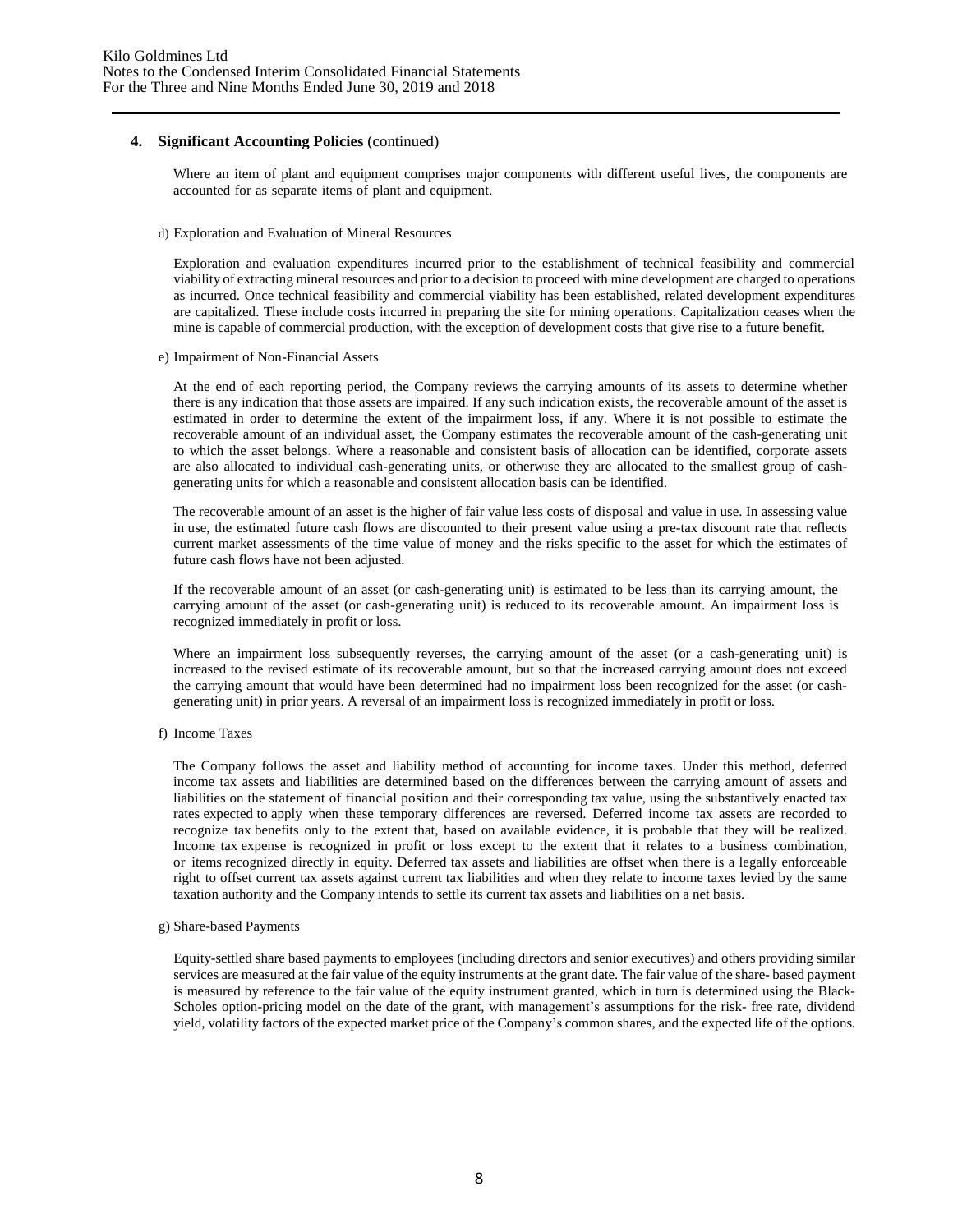## 4. Significant Accounting Policies (continued)

Where an item of plant and equipment comprises major components with different useful lives, the components are accounted for as separate items of plant and equipment.

d) Exploration and Evaluation of Mineral Resources

Exploration and evaluation expenditures incurred prior to the establishment of technical feasibility and commercial viability of extracting mineral resources and prior to a decision to proceed with mine development are charged to operations as incurred. Once technical feasibility and commercial viability has been established, related development expenditures are capitalized. These include costs incurred in preparing the site for mining operations. Capitalization ceases when the mine is capable of commercial production, with the exception of development costs that give rise to a future benefit.

e) Impairment of Non-Financial Assets

At the end of each reporting period, the Company reviews the carrying amounts of its assets to determine whether there is any indication that those assets are impaired. If any such indication exists, the recoverable amount of the asset is estimated in order to determine the extent of the impairment loss, if any. Where it is not possible to estimate the recoverable amount of an individual asset, the Company estimates the recoverable amount of the cash-generating unit to which the asset belongs. Where a reasonable and consistent basis of allocation can be identified, corporate assets are also allocated to individual cash-generating units, or otherwise they are allocated to the smallest group of cash-generating units for which a reasonable and consistent allocation basis can be identified.

The recoverable amount of an asset is the higher of fair value less costs of disposal and value in use. In assessing value in use, the estimated future cash flows are discounted to their present value using a pre-tax discount rate that reflects current market assessments of the time value of money and the risks specific to the asset for which the estimates of future cash flows have not been adjusted.

If the recoverable amount of an asset (or cash-generating unit) is estimated to be less than its carrying amount, the carrying amount of the asset (or cash-generating unit) is reduced to its recoverable amount. An impairment loss is recognized immediately in profit or loss.

Where an impairment loss subsequently reverses, the carrying amount of the asset (or a cash-generating unit) is increased to the revised estimate of its recoverable amount, but so that the increased carrying amount does not exceed the carrying amount that would have been determined had no impairment loss been recognized for the asset (or cash-generating unit) in prior years. A reversal of an impairment loss is recognized immediately in profit or loss.

f) Income Taxes

The Company follows the asset and liability method of accounting for income taxes. Under this method, deferred income tax assets and liabilities are determined based on the differences between the carrying amount of assets and liabilities on the statement of financial position and their corresponding tax value, using the substantively enacted tax rates expected to apply when these temporary differences are reversed. Deferred income tax assets are recorded to recognize tax benefits only to the extent that, based on available evidence, it is probable that they will be realized. Income tax expense is recognized in profit or loss except to the extent that it relates to a business combination, or items recognized directly in equity. Deferred tax assets and liabilities are offset when there is a legally enforceable right to offset current tax assets against current tax liabilities and when they relate to income taxes levied by the same taxation authority and the Company intends to settle its current tax assets and liabilities on a net basis.

g) Share-based Payments

Equity-settled share based payments to employees (including directors and senior executives) and others providing similar services are measured at the fair value of the equity instruments at the grant date. The fair value of the share- based payment is measured by reference to the fair value of the equity instrument granted, which in turn is determined using the Black-Scholes option-pricing model on the date of the grant, with management's assumptions for the risk- free rate, dividend yield, volatility factors of the expected market price of the Company's common shares, and the expected life of the options.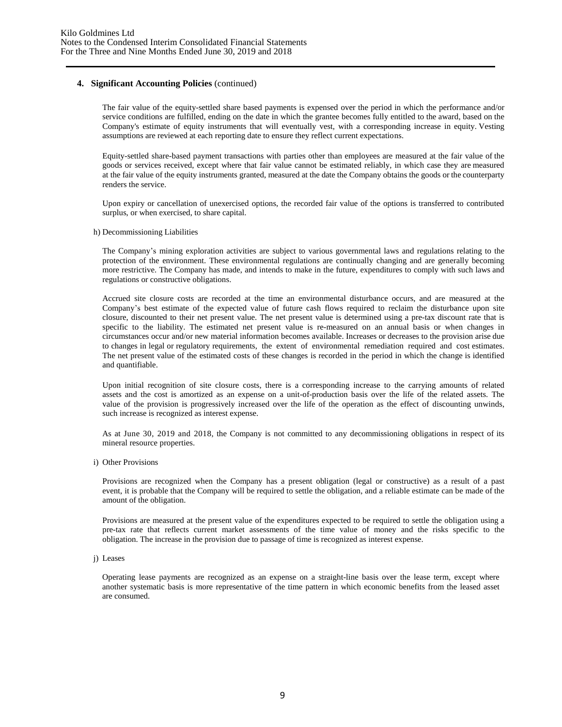## 4. Significant Accounting Policies (continued)

The fair value of the equity-settled share based payments is expensed over the period in which the performance and/or service conditions are fulfilled, ending on the date in which the grantee becomes fully entitled to the award, based on the Company's estimate of equity instruments that will eventually vest, with a corresponding increase in equity. Vesting assumptions are reviewed at each reporting date to ensure they reflect current expectations.

Equity-settled share-based payment transactions with parties other than employees are measured at the fair value of the goods or services received, except where that fair value cannot be estimated reliably, in which case they are measured at the fair value of the equity instruments granted, measured at the date the Company obtains the goods or the counterparty renders the service.

Upon expiry or cancellation of unexercised options, the recorded fair value of the options is transferred to contributed surplus, or when exercised, to share capital.

h) Decommissioning Liabilities

The Company's mining exploration activities are subject to various governmental laws and regulations relating to the protection of the environment. These environmental regulations are continually changing and are generally becoming more restrictive. The Company has made, and intends to make in the future, expenditures to comply with such laws and regulations or constructive obligations.

Accrued site closure costs are recorded at the time an environmental disturbance occurs, and are measured at the Company's best estimate of the expected value of future cash flows required to reclaim the disturbance upon site closure, discounted to their net present value. The net present value is determined using a pre-tax discount rate that is specific to the liability. The estimated net present value is re-measured on an annual basis or when changes in circumstances occur and/or new material information becomes available. Increases or decreases to the provision arise due to changes in legal or regulatory requirements, the extent of environmental remediation required and cost estimates. The net present value of the estimated costs of these changes is recorded in the period in which the change is identified and quantifiable.

Upon initial recognition of site closure costs, there is a corresponding increase to the carrying amounts of related assets and the cost is amortized as an expense on a unit-of-production basis over the life of the related assets. The value of the provision is progressively increased over the life of the operation as the effect of discounting unwinds, such increase is recognized as interest expense.

As at June 30, 2019 and 2018, the Company is not committed to any decommissioning obligations in respect of its mineral resource properties.

i) Other Provisions

Provisions are recognized when the Company has a present obligation (legal or constructive) as a result of a past event, it is probable that the Company will be required to settle the obligation, and a reliable estimate can be made of the amount of the obligation.

Provisions are measured at the present value of the expenditures expected to be required to settle the obligation using a pre-tax rate that reflects current market assessments of the time value of money and the risks specific to the obligation. The increase in the provision due to passage of time is recognized as interest expense.

j) Leases

Operating lease payments are recognized as an expense on a straight-line basis over the lease term, except where another systematic basis is more representative of the time pattern in which economic benefits from the leased asset are consumed.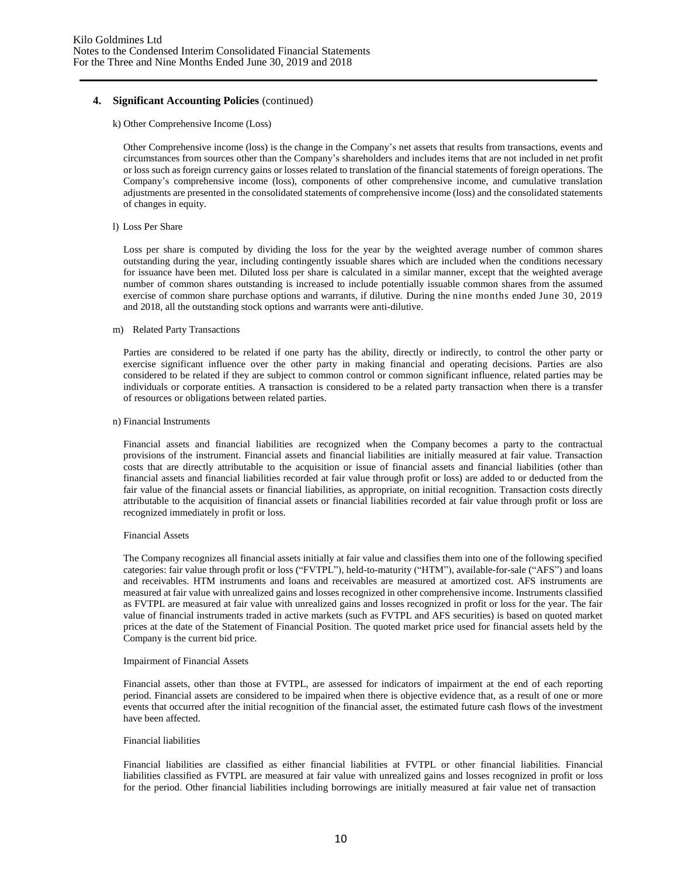## 4. Significant Accounting Policies (continued)

k) Other Comprehensive Income (Loss)

Other Comprehensive income (loss) is the change in the Company's net assets that results from transactions, events and circumstances from sources other than the Company's shareholders and includes items that are not included in net profit or loss such as foreign currency gains or losses related to translation of the financial statements of foreign operations. The Company's comprehensive income (loss), components of other comprehensive income, and cumulative translation adjustments are presented in the consolidated statements of comprehensive income (loss) and the consolidated statements of changes in equity.

l) Loss Per Share

Loss per share is computed by dividing the loss for the year by the weighted average number of common shares outstanding during the year, including contingently issuable shares which are included when the conditions necessary for issuance have been met. Diluted loss per share is calculated in a similar manner, except that the weighted average number of common shares outstanding is increased to include potentially issuable common shares from the assumed exercise of common share purchase options and warrants, if dilutive. During the nine months ended June 30, 2019 and 2018, all the outstanding stock options and warrants were anti-dilutive.

m) Related Party Transactions

Parties are considered to be related if one party has the ability, directly or indirectly, to control the other party or exercise significant influence over the other party in making financial and operating decisions. Parties are also considered to be related if they are subject to common control or common significant influence, related parties may be individuals or corporate entities. A transaction is considered to be a related party transaction when there is a transfer of resources or obligations between related parties.

n) Financial Instruments

Financial assets and financial liabilities are recognized when the Company becomes a party to the contractual provisions of the instrument. Financial assets and financial liabilities are initially measured at fair value. Transaction costs that are directly attributable to the acquisition or issue of financial assets and financial liabilities (other than financial assets and financial liabilities recorded at fair value through profit or loss) are added to or deducted from the fair value of the financial assets or financial liabilities, as appropriate, on initial recognition. Transaction costs directly attributable to the acquisition of financial assets or financial liabilities recorded at fair value through profit or loss are recognized immediately in profit or loss.

Financial Assets

The Company recognizes all financial assets initially at fair value and classifies them into one of the following specified categories: fair value through profit or loss ("FVTPL"), held-to-maturity ("HTM"), available-for-sale ("AFS") and loans and receivables. HTM instruments and loans and receivables are measured at amortized cost. AFS instruments are measured at fair value with unrealized gains and losses recognized in other comprehensive income. Instruments classified as FVTPL are measured at fair value with unrealized gains and losses recognized in profit or loss for the year. The fair value of financial instruments traded in active markets (such as FVTPL and AFS securities) is based on quoted market prices at the date of the Statement of Financial Position. The quoted market price used for financial assets held by the Company is the current bid price.

Impairment of Financial Assets

Financial assets, other than those at FVTPL, are assessed for indicators of impairment at the end of each reporting period. Financial assets are considered to be impaired when there is objective evidence that, as a result of one or more events that occurred after the initial recognition of the financial asset, the estimated future cash flows of the investment have been affected.

Financial liabilities

Financial liabilities are classified as either financial liabilities at FVTPL or other financial liabilities. Financial liabilities classified as FVTPL are measured at fair value with unrealized gains and losses recognized in profit or loss for the period. Other financial liabilities including borrowings are initially measured at fair value net of transaction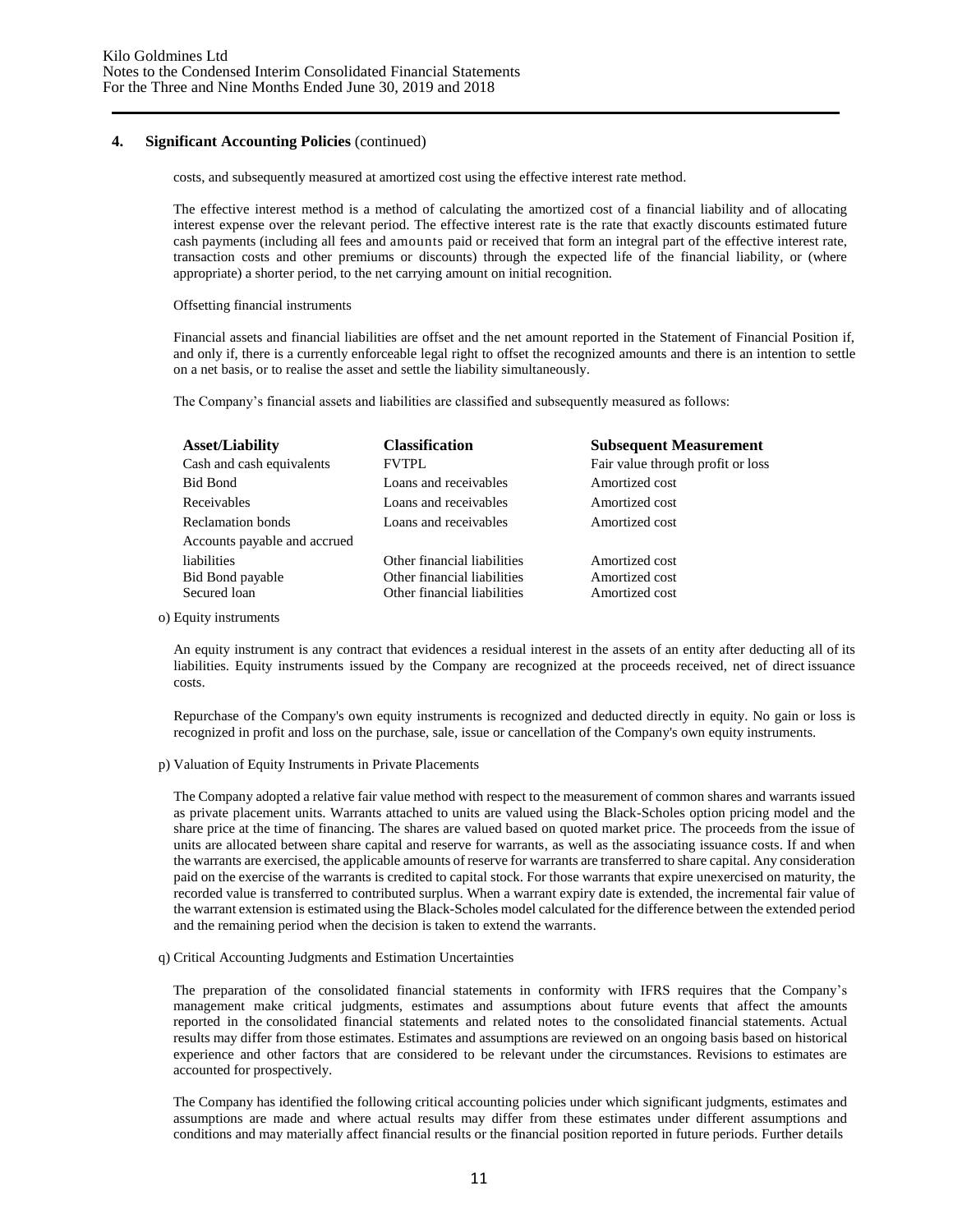## 4. Significant Accounting Policies (continued)

costs, and subsequently measured at amortized cost using the effective interest rate method.

The effective interest method is a method of calculating the amortized cost of a financial liability and of allocating interest expense over the relevant period. The effective interest rate is the rate that exactly discounts estimated future cash payments (including all fees and amounts paid or received that form an integral part of the effective interest rate, transaction costs and other premiums or discounts) through the expected life of the financial liability, or (where appropriate) a shorter period, to the net carrying amount on initial recognition.

Offsetting financial instruments

Financial assets and financial liabilities are offset and the net amount reported in the Statement of Financial Position if, and only if, there is a currently enforceable legal right to offset the recognized amounts and there is an intention to settle on a net basis, or to realise the asset and settle the liability simultaneously.

The Company's financial assets and liabilities are classified and subsequently measured as follows:

| Asset/Liability | Classification | Subsequent Measurement |
|---|---|---|
| Cash and cash equivalents | FVTPL | Fair value through profit or loss |
| Bid Bond | Loans and receivables | Amortized cost |
| Receivables | Loans and receivables | Amortized cost |
| Reclamation bonds | Loans and receivables | Amortized cost |
| Accounts payable and accrued liabilities | Other financial liabilities | Amortized cost |
| Bid Bond payable | Other financial liabilities | Amortized cost |
| Secured loan | Other financial liabilities | Amortized cost |

o) Equity instruments

An equity instrument is any contract that evidences a residual interest in the assets of an entity after deducting all of its liabilities. Equity instruments issued by the Company are recognized at the proceeds received, net of direct issuance costs.

Repurchase of the Company's own equity instruments is recognized and deducted directly in equity. No gain or loss is recognized in profit and loss on the purchase, sale, issue or cancellation of the Company's own equity instruments.

p) Valuation of Equity Instruments in Private Placements

The Company adopted a relative fair value method with respect to the measurement of common shares and warrants issued as private placement units. Warrants attached to units are valued using the Black-Scholes option pricing model and the share price at the time of financing. The shares are valued based on quoted market price. The proceeds from the issue of units are allocated between share capital and reserve for warrants, as well as the associating issuance costs. If and when the warrants are exercised, the applicable amounts of reserve for warrants are transferred to share capital. Any consideration paid on the exercise of the warrants is credited to capital stock. For those warrants that expire unexercised on maturity, the recorded value is transferred to contributed surplus. When a warrant expiry date is extended, the incremental fair value of the warrant extension is estimated using the Black-Scholes model calculated for the difference between the extended period and the remaining period when the decision is taken to extend the warrants.

q) Critical Accounting Judgments and Estimation Uncertainties

The preparation of the consolidated financial statements in conformity with IFRS requires that the Company's management make critical judgments, estimates and assumptions about future events that affect the amounts reported in the consolidated financial statements and related notes to the consolidated financial statements. Actual results may differ from those estimates. Estimates and assumptions are reviewed on an ongoing basis based on historical experience and other factors that are considered to be relevant under the circumstances. Revisions to estimates are accounted for prospectively.

The Company has identified the following critical accounting policies under which significant judgments, estimates and assumptions are made and where actual results may differ from these estimates under different assumptions and conditions and may materially affect financial results or the financial position reported in future periods. Further details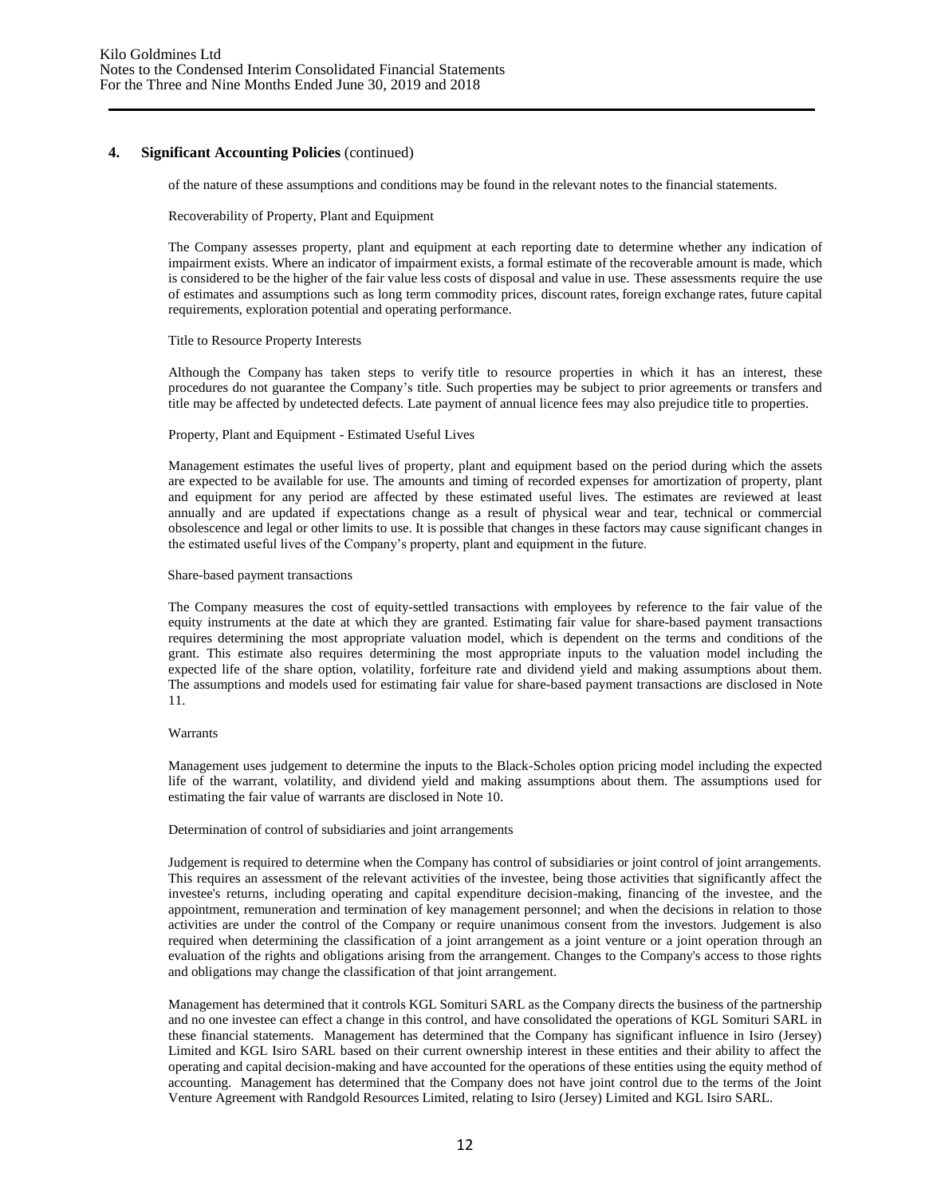## 4. Significant Accounting Policies (continued)

of the nature of these assumptions and conditions may be found in the relevant notes to the financial statements.

Recoverability of Property, Plant and Equipment

The Company assesses property, plant and equipment at each reporting date to determine whether any indication of impairment exists. Where an indicator of impairment exists, a formal estimate of the recoverable amount is made, which is considered to be the higher of the fair value less costs of disposal and value in use. These assessments require the use of estimates and assumptions such as long term commodity prices, discount rates, foreign exchange rates, future capital requirements, exploration potential and operating performance.

Title to Resource Property Interests

Although the Company has taken steps to verify title to resource properties in which it has an interest, these procedures do not guarantee the Company's title. Such properties may be subject to prior agreements or transfers and title may be affected by undetected defects. Late payment of annual licence fees may also prejudice title to properties.

Property, Plant and Equipment - Estimated Useful Lives

Management estimates the useful lives of property, plant and equipment based on the period during which the assets are expected to be available for use. The amounts and timing of recorded expenses for amortization of property, plant and equipment for any period are affected by these estimated useful lives. The estimates are reviewed at least annually and are updated if expectations change as a result of physical wear and tear, technical or commercial obsolescence and legal or other limits to use. It is possible that changes in these factors may cause significant changes in the estimated useful lives of the Company's property, plant and equipment in the future.

Share-based payment transactions

The Company measures the cost of equity-settled transactions with employees by reference to the fair value of the equity instruments at the date at which they are granted. Estimating fair value for share-based payment transactions requires determining the most appropriate valuation model, which is dependent on the terms and conditions of the grant. This estimate also requires determining the most appropriate inputs to the valuation model including the expected life of the share option, volatility, forfeiture rate and dividend yield and making assumptions about them. The assumptions and models used for estimating fair value for share-based payment transactions are disclosed in Note 11.

Warrants

Management uses judgement to determine the inputs to the Black-Scholes option pricing model including the expected life of the warrant, volatility, and dividend yield and making assumptions about them. The assumptions used for estimating the fair value of warrants are disclosed in Note 10.

Determination of control of subsidiaries and joint arrangements

Judgement is required to determine when the Company has control of subsidiaries or joint control of joint arrangements. This requires an assessment of the relevant activities of the investee, being those activities that significantly affect the investee's returns, including operating and capital expenditure decision-making, financing of the investee, and the appointment, remuneration and termination of key management personnel; and when the decisions in relation to those activities are under the control of the Company or require unanimous consent from the investors. Judgement is also required when determining the classification of a joint arrangement as a joint venture or a joint operation through an evaluation of the rights and obligations arising from the arrangement. Changes to the Company's access to those rights and obligations may change the classification of that joint arrangement.

Management has determined that it controls KGL Somituri SARL as the Company directs the business of the partnership and no one investee can effect a change in this control, and have consolidated the operations of KGL Somituri SARL in these financial statements. Management has determined that the Company has significant influence in Isiro (Jersey) Limited and KGL Isiro SARL based on their current ownership interest in these entities and their ability to affect the operating and capital decision-making and have accounted for the operations of these entities using the equity method of accounting. Management has determined that the Company does not have joint control due to the terms of the Joint Venture Agreement with Randgold Resources Limited, relating to Isiro (Jersey) Limited and KGL Isiro SARL.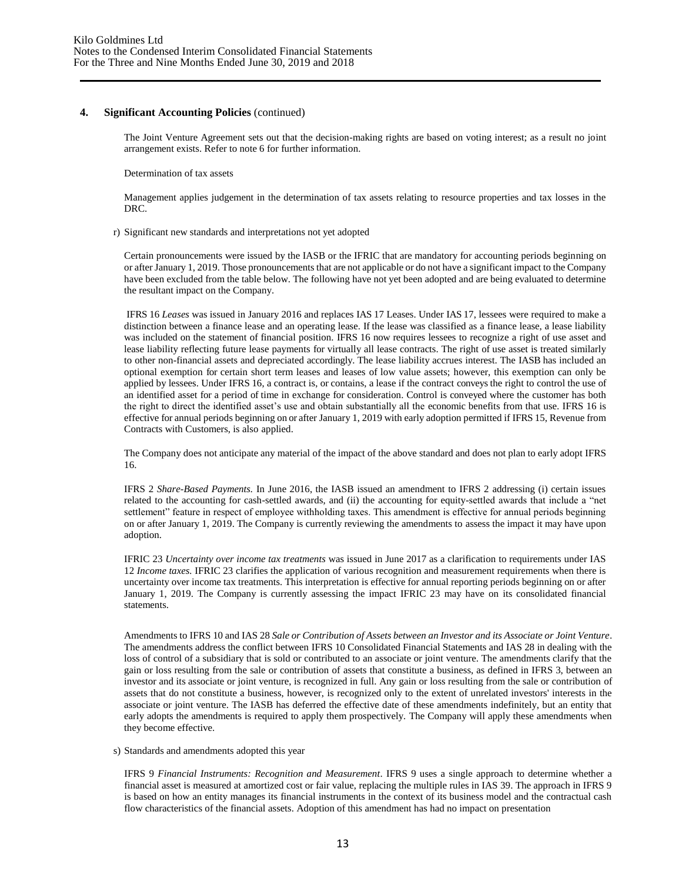## 4. Significant Accounting Policies (continued)

The Joint Venture Agreement sets out that the decision-making rights are based on voting interest; as a result no joint arrangement exists. Refer to note 6 for further information.

Determination of tax assets

Management applies judgement in the determination of tax assets relating to resource properties and tax losses in the DRC.

r) Significant new standards and interpretations not yet adopted

Certain pronouncements were issued by the IASB or the IFRIC that are mandatory for accounting periods beginning on or after January 1, 2019. Those pronouncements that are not applicable or do not have a significant impact to the Company have been excluded from the table below. The following have not yet been adopted and are being evaluated to determine the resultant impact on the Company.

IFRS 16 *Leases* was issued in January 2016 and replaces IAS 17 Leases. Under IAS 17, lessees were required to make a distinction between a finance lease and an operating lease. If the lease was classified as a finance lease, a lease liability was included on the statement of financial position. IFRS 16 now requires lessees to recognize a right of use asset and lease liability reflecting future lease payments for virtually all lease contracts. The right of use asset is treated similarly to other non-financial assets and depreciated accordingly. The lease liability accrues interest. The IASB has included an optional exemption for certain short term leases and leases of low value assets; however, this exemption can only be applied by lessees. Under IFRS 16, a contract is, or contains, a lease if the contract conveys the right to control the use of an identified asset for a period of time in exchange for consideration. Control is conveyed where the customer has both the right to direct the identified asset's use and obtain substantially all the economic benefits from that use. IFRS 16 is effective for annual periods beginning on or after January 1, 2019 with early adoption permitted if IFRS 15, Revenue from Contracts with Customers, is also applied.

The Company does not anticipate any material of the impact of the above standard and does not plan to early adopt IFRS 16.

IFRS 2 *Share-Based Payments.* In June 2016, the IASB issued an amendment to IFRS 2 addressing (i) certain issues related to the accounting for cash-settled awards, and (ii) the accounting for equity-settled awards that include a "net settlement" feature in respect of employee withholding taxes. This amendment is effective for annual periods beginning on or after January 1, 2019. The Company is currently reviewing the amendments to assess the impact it may have upon adoption.

IFRIC 23 *Uncertainty over income tax treatments* was issued in June 2017 as a clarification to requirements under IAS 12 *Income taxes.* IFRIC 23 clarifies the application of various recognition and measurement requirements when there is uncertainty over income tax treatments. This interpretation is effective for annual reporting periods beginning on or after January 1, 2019. The Company is currently assessing the impact IFRIC 23 may have on its consolidated financial statements.

Amendments to IFRS 10 and IAS 28 *Sale or Contribution of Assets between an Investor and its Associate or Joint Venture*. The amendments address the conflict between IFRS 10 Consolidated Financial Statements and IAS 28 in dealing with the loss of control of a subsidiary that is sold or contributed to an associate or joint venture. The amendments clarify that the gain or loss resulting from the sale or contribution of assets that constitute a business, as defined in IFRS 3, between an investor and its associate or joint venture, is recognized in full. Any gain or loss resulting from the sale or contribution of assets that do not constitute a business, however, is recognized only to the extent of unrelated investors' interests in the associate or joint venture. The IASB has deferred the effective date of these amendments indefinitely, but an entity that early adopts the amendments is required to apply them prospectively. The Company will apply these amendments when they become effective.

s) Standards and amendments adopted this year

IFRS 9 *Financial Instruments: Recognition and Measurement*. IFRS 9 uses a single approach to determine whether a financial asset is measured at amortized cost or fair value, replacing the multiple rules in IAS 39. The approach in IFRS 9 is based on how an entity manages its financial instruments in the context of its business model and the contractual cash flow characteristics of the financial assets. Adoption of this amendment has had no impact on presentation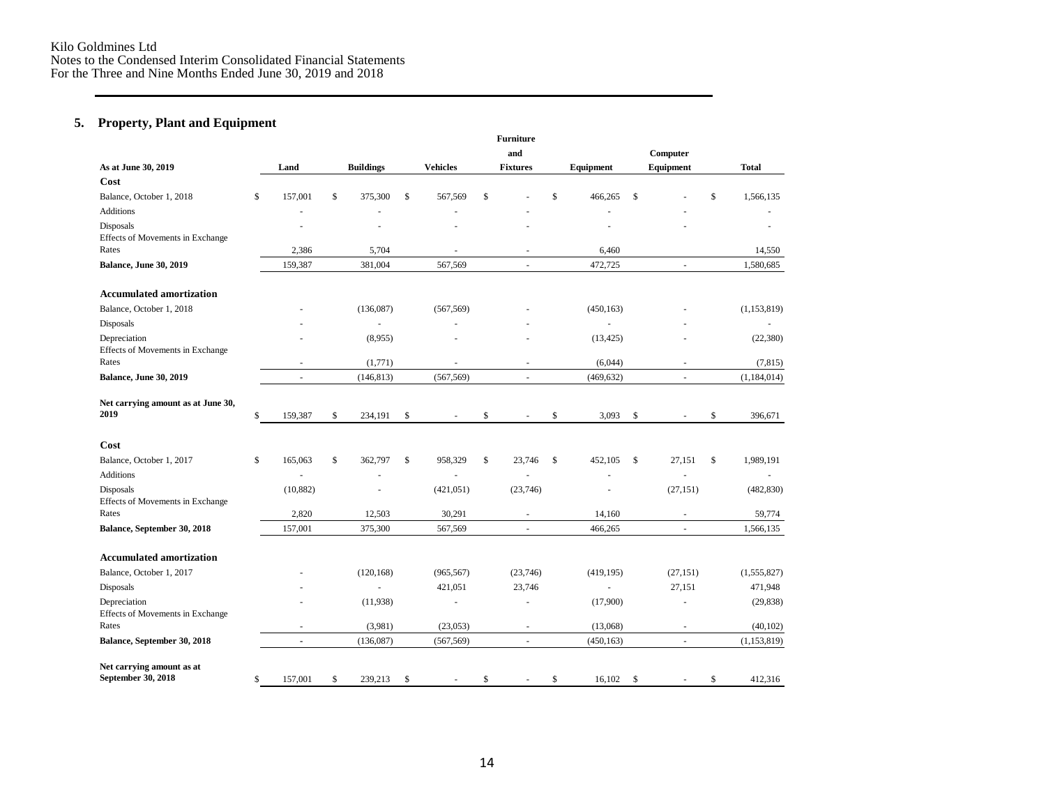## 5. Property, Plant and Equipment

| As at June 30, 2019 | Land | Buildings | Vehicles | Furniture and Fixtures | Equipment | Computer Equipment | Total |
|---|---|---|---|---|---|---|---|
| **Cost** | | | | | | | |
| Balance, October 1, 2018 | $ 157,001 | $ 375,300 | $ 567,569 | $ - | $ 466,265 | $ - | $ 1,566,135 |
| Additions | - | - | - | - | - | - | - |
| Disposals | - | - | - | - | - | - | - |
| Effects of Movements in Exchange Rates | 2,386 | 5,704 | - | - | 6,460 | | 14,550 |
| **Balance, June 30, 2019** | 159,387 | 381,004 | 567,569 | - | 472,725 | - | 1,580,685 |
| | | | | | | | |
| **Accumulated amortization** | | | | | | | |
| Balance, October 1, 2018 | - | (136,087) | (567,569) | - | (450,163) | - | (1,153,819) |
| Disposals | - | - | - | - | - | - | - |
| Depreciation | - | (8,955) | - | - | (13,425) | - | (22,380) |
| Effects of Movements in Exchange Rates | - | (1,771) | - | - | (6,044) | - | (7,815) |
| **Balance, June 30, 2019** | - | (146,813) | (567,569) | - | (469,632) | - | (1,184,014) |
| | | | | | | | |
| **Net carrying amount as at June 30, 2019** | $ 159,387 | $ 234,191 | $ - | $ - | $ 3,093 | $ - | $ 396,671 |
| | | | | | | | |
| **Cost** | | | | | | | |
| Balance, October 1, 2017 | $ 165,063 | $ 362,797 | $ 958,329 | $ 23,746 | $ 452,105 | $ 27,151 | $ 1,989,191 |
| Additions | - | - | - | - | - | - | - |
| Disposals | (10,882) | - | (421,051) | (23,746) | - | (27,151) | (482,830) |
| Effects of Movements in Exchange Rates | 2,820 | 12,503 | 30,291 | - | 14,160 | - | 59,774 |
| **Balance, September 30, 2018** | 157,001 | 375,300 | 567,569 | - | 466,265 | - | 1,566,135 |
| | | | | | | | |
| **Accumulated amortization** | | | | | | | |
| Balance, October 1, 2017 | - | (120,168) | (965,567) | (23,746) | (419,195) | (27,151) | (1,555,827) |
| Disposals | - | - | 421,051 | 23,746 | - | 27,151 | 471,948 |
| Depreciation | - | (11,938) | - | - | (17,900) | - | (29,838) |
| Effects of Movements in Exchange Rates | - | (3,981) | (23,053) | - | (13,068) | - | (40,102) |
| **Balance, September 30, 2018** | - | (136,087) | (567,569) | - | (450,163) | - | (1,153,819) |
| | | | | | | | |
| **Net carrying amount as at September 30, 2018** | $ 157,001 | $ 239,213 | $ - | $ - | $ 16,102 | $ - | $ 412,316 |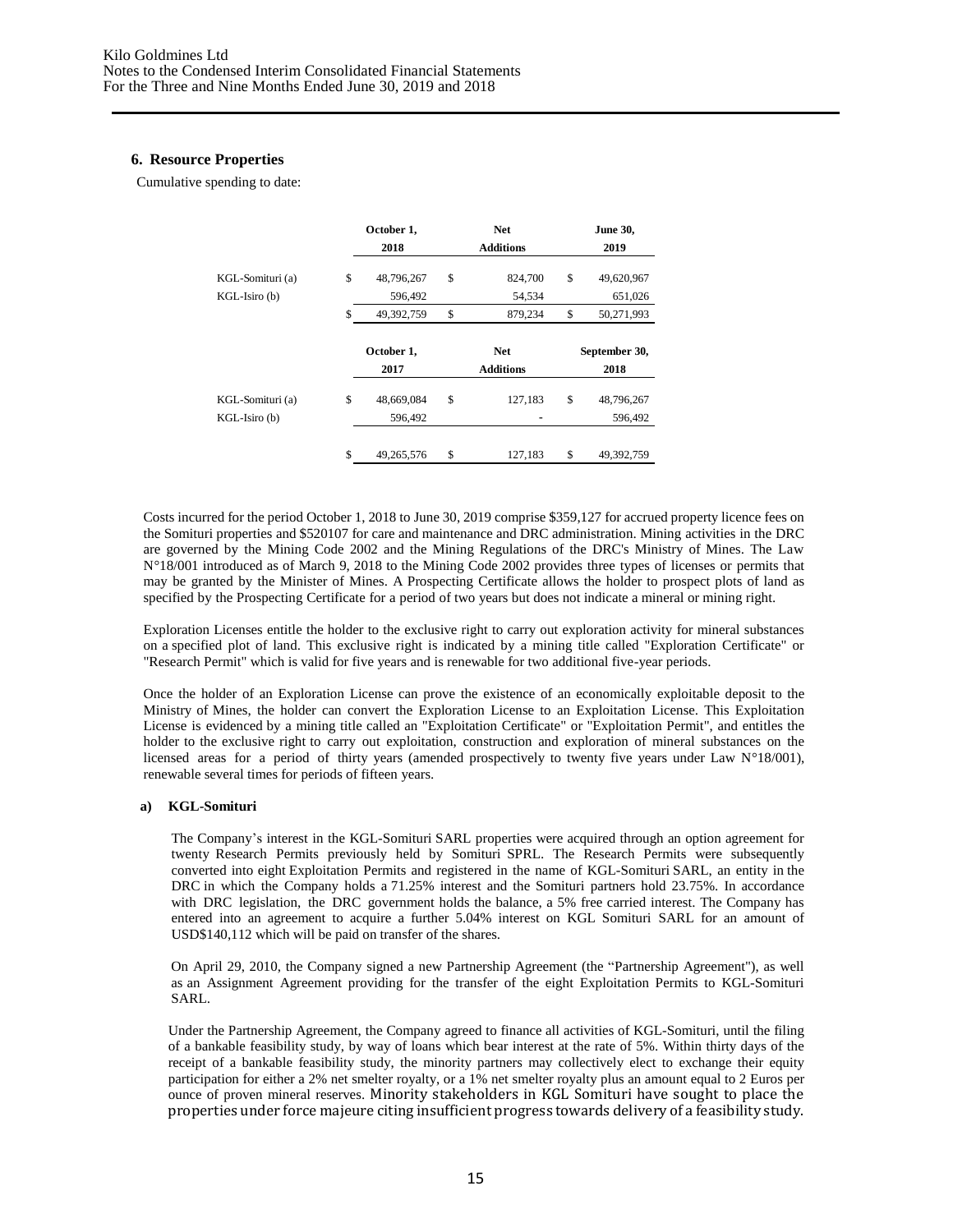## 6. Resource Properties

Cumulative spending to date:

| | October 1, 2018 | Net Additions | June 30, 2019 |
|---|---|---|---|
| KGL-Somituri (a) | $ 48,796,267 | $ 824,700 | $ 49,620,967 |
| KGL-Isiro (b) | 596,492 | 54,534 | 651,026 |
| | $ 49,392,759 | $ 879,234 | $ 50,271,993 |

| | October 1, 2017 | Net Additions | September 30, 2018 |
|---|---|---|---|
| KGL-Somituri (a) | $ 48,669,084 | $ 127,183 | $ 48,796,267 |
| KGL-Isiro (b) | 596,492 | - | 596,492 |
| | $ 49,265,576 | $ 127,183 | $ 49,392,759 |

Costs incurred for the period October 1, 2018 to June 30, 2019 comprise $359,127 for accrued property licence fees on the Somituri properties and $520107 for care and maintenance and DRC administration. Mining activities in the DRC are governed by the Mining Code 2002 and the Mining Regulations of the DRC's Ministry of Mines. The Law N°18/001 introduced as of March 9, 2018 to the Mining Code 2002 provides three types of licenses or permits that may be granted by the Minister of Mines. A Prospecting Certificate allows the holder to prospect plots of land as specified by the Prospecting Certificate for a period of two years but does not indicate a mineral or mining right.

Exploration Licenses entitle the holder to the exclusive right to carry out exploration activity for mineral substances on a specified plot of land. This exclusive right is indicated by a mining title called "Exploration Certificate" or "Research Permit" which is valid for five years and is renewable for two additional five-year periods.

Once the holder of an Exploration License can prove the existence of an economically exploitable deposit to the Ministry of Mines, the holder can convert the Exploration License to an Exploitation License. This Exploitation License is evidenced by a mining title called an "Exploitation Certificate" or "Exploitation Permit", and entitles the holder to the exclusive right to carry out exploitation, construction and exploration of mineral substances on the licensed areas for a period of thirty years (amended prospectively to twenty five years under Law N°18/001), renewable several times for periods of fifteen years.

### a) KGL-Somituri

The Company's interest in the KGL-Somituri SARL properties were acquired through an option agreement for twenty Research Permits previously held by Somituri SPRL. The Research Permits were subsequently converted into eight Exploitation Permits and registered in the name of KGL-Somituri SARL, an entity in the DRC in which the Company holds a 71.25% interest and the Somituri partners hold 23.75%. In accordance with DRC legislation, the DRC government holds the balance, a 5% free carried interest. The Company has entered into an agreement to acquire a further 5.04% interest on KGL Somituri SARL for an amount of USD$140,112 which will be paid on transfer of the shares.

On April 29, 2010, the Company signed a new Partnership Agreement (the "Partnership Agreement"), as well as an Assignment Agreement providing for the transfer of the eight Exploitation Permits to KGL-Somituri SARL.

Under the Partnership Agreement, the Company agreed to finance all activities of KGL-Somituri, until the filing of a bankable feasibility study, by way of loans which bear interest at the rate of 5%. Within thirty days of the receipt of a bankable feasibility study, the minority partners may collectively elect to exchange their equity participation for either a 2% net smelter royalty, or a 1% net smelter royalty plus an amount equal to 2 Euros per ounce of proven mineral reserves. Minority stakeholders in KGL Somituri have sought to place the properties under force majeure citing insufficient progress towards delivery of a feasibility study.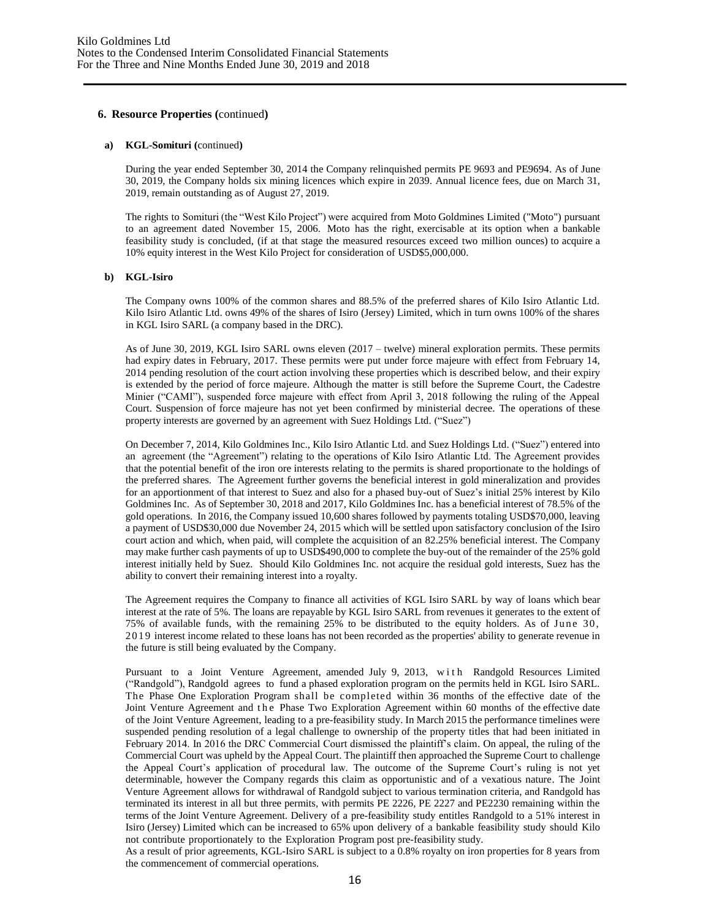## 6. Resource Properties (continued)

### a) KGL-Somituri (continued)

During the year ended September 30, 2014 the Company relinquished permits PE 9693 and PE9694. As of June 30, 2019, the Company holds six mining licences which expire in 2039. Annual licence fees, due on March 31, 2019, remain outstanding as of August 27, 2019.

The rights to Somituri (the "West Kilo Project") were acquired from Moto Goldmines Limited ("Moto") pursuant to an agreement dated November 15, 2006. Moto has the right, exercisable at its option when a bankable feasibility study is concluded, (if at that stage the measured resources exceed two million ounces) to acquire a 10% equity interest in the West Kilo Project for consideration of USD$5,000,000.

### b) KGL-Isiro

The Company owns 100% of the common shares and 88.5% of the preferred shares of Kilo Isiro Atlantic Ltd. Kilo Isiro Atlantic Ltd. owns 49% of the shares of Isiro (Jersey) Limited, which in turn owns 100% of the shares in KGL Isiro SARL (a company based in the DRC).

As of June 30, 2019, KGL Isiro SARL owns eleven (2017 – twelve) mineral exploration permits. These permits had expiry dates in February, 2017. These permits were put under force majeure with effect from February 14, 2014 pending resolution of the court action involving these properties which is described below, and their expiry is extended by the period of force majeure. Although the matter is still before the Supreme Court, the Cadestre Minier ("CAMI"), suspended force majeure with effect from April 3, 2018 following the ruling of the Appeal Court. Suspension of force majeure has not yet been confirmed by ministerial decree. The operations of these property interests are governed by an agreement with Suez Holdings Ltd. ("Suez")

On December 7, 2014, Kilo Goldmines Inc., Kilo Isiro Atlantic Ltd. and Suez Holdings Ltd. ("Suez") entered into an agreement (the "Agreement") relating to the operations of Kilo Isiro Atlantic Ltd. The Agreement provides that the potential benefit of the iron ore interests relating to the permits is shared proportionate to the holdings of the preferred shares. The Agreement further governs the beneficial interest in gold mineralization and provides for an apportionment of that interest to Suez and also for a phased buy-out of Suez's initial 25% interest by Kilo Goldmines Inc. As of September 30, 2018 and 2017, Kilo Goldmines Inc. has a beneficial interest of 78.5% of the gold operations. In 2016, the Company issued 10,600 shares followed by payments totaling USD$70,000, leaving a payment of USD$30,000 due November 24, 2015 which will be settled upon satisfactory conclusion of the Isiro court action and which, when paid, will complete the acquisition of an 82.25% beneficial interest. The Company may make further cash payments of up to USD$490,000 to complete the buy-out of the remainder of the 25% gold interest initially held by Suez. Should Kilo Goldmines Inc. not acquire the residual gold interests, Suez has the ability to convert their remaining interest into a royalty.

The Agreement requires the Company to finance all activities of KGL Isiro SARL by way of loans which bear interest at the rate of 5%. The loans are repayable by KGL Isiro SARL from revenues it generates to the extent of 75% of available funds, with the remaining 25% to be distributed to the equity holders. As of June 30, 2019 interest income related to these loans has not been recorded as the properties' ability to generate revenue in the future is still being evaluated by the Company.

Pursuant to a Joint Venture Agreement, amended July 9, 2013, with Randgold Resources Limited ("Randgold"), Randgold agrees to fund a phased exploration program on the permits held in KGL Isiro SARL. The Phase One Exploration Program shall be completed within 36 months of the effective date of the Joint Venture Agreement and the Phase Two Exploration Agreement within 60 months of the effective date of the Joint Venture Agreement, leading to a pre-feasibility study. In March 2015 the performance timelines were suspended pending resolution of a legal challenge to ownership of the property titles that had been initiated in February 2014. In 2016 the DRC Commercial Court dismissed the plaintiff's claim. On appeal, the ruling of the Commercial Court was upheld by the Appeal Court. The plaintiff then approached the Supreme Court to challenge the Appeal Court's application of procedural law. The outcome of the Supreme Court's ruling is not yet determinable, however the Company regards this claim as opportunistic and of a vexatious nature. The Joint Venture Agreement allows for withdrawal of Randgold subject to various termination criteria, and Randgold has terminated its interest in all but three permits, with permits PE 2226, PE 2227 and PE2230 remaining within the terms of the Joint Venture Agreement. Delivery of a pre-feasibility study entitles Randgold to a 51% interest in Isiro (Jersey) Limited which can be increased to 65% upon delivery of a bankable feasibility study should Kilo not contribute proportionately to the Exploration Program post pre-feasibility study.

As a result of prior agreements, KGL-Isiro SARL is subject to a 0.8% royalty on iron properties for 8 years from the commencement of commercial operations.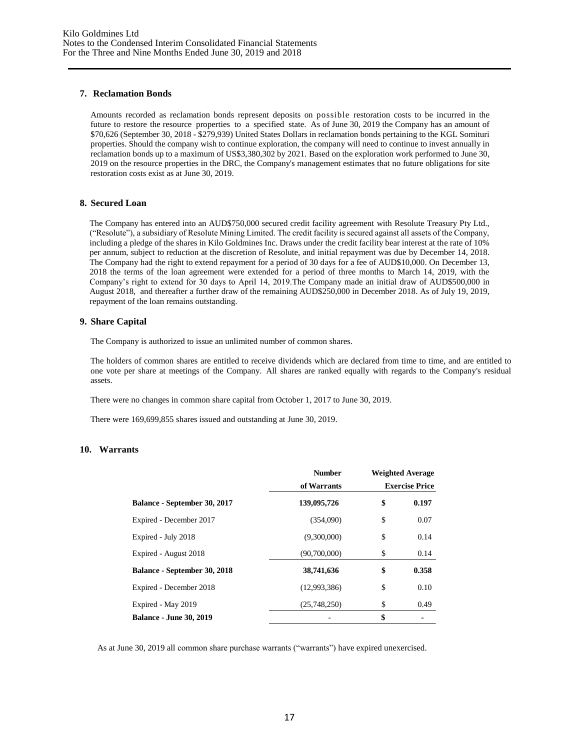## 7. Reclamation Bonds

Amounts recorded as reclamation bonds represent deposits on possible restoration costs to be incurred in the future to restore the resource properties to a specified state. As of June 30, 2019 the Company has an amount of $70,626 (September 30, 2018 - $279,939) United States Dollars in reclamation bonds pertaining to the KGL Somituri properties. Should the company wish to continue exploration, the company will need to continue to invest annually in reclamation bonds up to a maximum of US$3,380,302 by 2021. Based on the exploration work performed to June 30, 2019 on the resource properties in the DRC, the Company's management estimates that no future obligations for site restoration costs exist as at June 30, 2019.

## 8. Secured Loan

The Company has entered into an AUD$750,000 secured credit facility agreement with Resolute Treasury Pty Ltd., ("Resolute"), a subsidiary of Resolute Mining Limited. The credit facility is secured against all assets of the Company, including a pledge of the shares in Kilo Goldmines Inc. Draws under the credit facility bear interest at the rate of 10% per annum, subject to reduction at the discretion of Resolute, and initial repayment was due by December 14, 2018. The Company had the right to extend repayment for a period of 30 days for a fee of AUD$10,000. On December 13, 2018 the terms of the loan agreement were extended for a period of three months to March 14, 2019, with the Company's right to extend for 30 days to April 14, 2019.The Company made an initial draw of AUD$500,000 in August 2018, and thereafter a further draw of the remaining AUD$250,000 in December 2018. As of July 19, 2019, repayment of the loan remains outstanding.

## 9. Share Capital

The Company is authorized to issue an unlimited number of common shares.

The holders of common shares are entitled to receive dividends which are declared from time to time, and are entitled to one vote per share at meetings of the Company. All shares are ranked equally with regards to the Company's residual assets.

There were no changes in common share capital from October 1, 2017 to June 30, 2019.

There were 169,699,855 shares issued and outstanding at June 30, 2019.

## 10. Warrants

| | Number of Warrants | Weighted Average Exercise Price |
|---|---|---|
| **Balance - September 30, 2017** | **139,095,726** | **$ 0.197** |
| Expired - December 2017 | (354,090) | $ 0.07 |
| Expired - July 2018 | (9,300,000) | $ 0.14 |
| Expired - August 2018 | (90,700,000) | $ 0.14 |
| **Balance - September 30, 2018** | **38,741,636** | **$ 0.358** |
| Expired - December 2018 | (12,993,386) | $ 0.10 |
| Expired - May 2019 | (25,748,250) | $ 0.49 |
| **Balance - June 30, 2019** | - | **$ -** |

As at June 30, 2019 all common share purchase warrants ("warrants") have expired unexercised.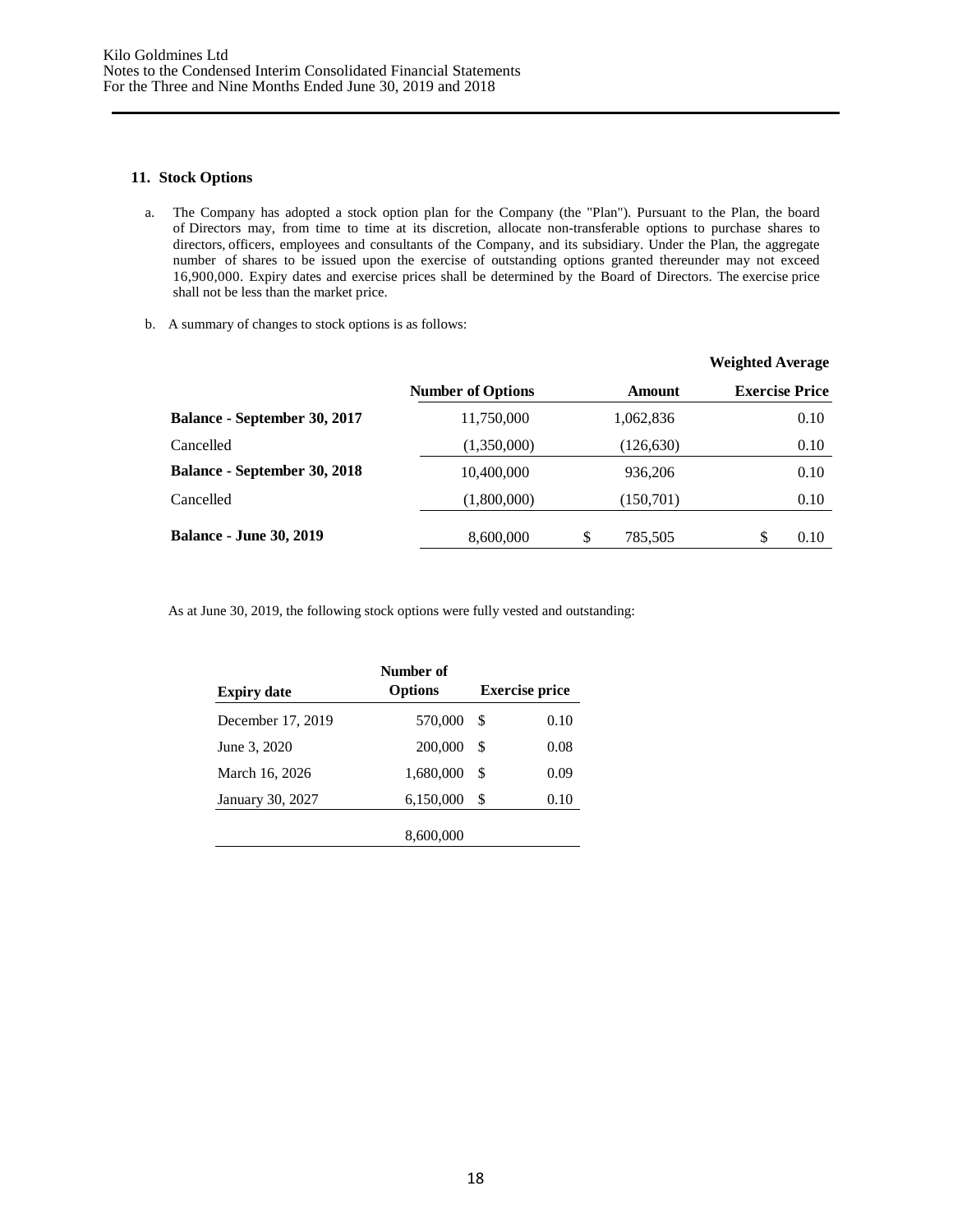## 11. Stock Options

a. The Company has adopted a stock option plan for the Company (the "Plan"). Pursuant to the Plan, the board of Directors may, from time to time at its discretion, allocate non-transferable options to purchase shares to directors, officers, employees and consultants of the Company, and its subsidiary. Under the Plan, the aggregate number of shares to be issued upon the exercise of outstanding options granted thereunder may not exceed 16,900,000. Expiry dates and exercise prices shall be determined by the Board of Directors. The exercise price shall not be less than the market price.

b. A summary of changes to stock options is as follows:

| | Number of Options | Amount | Weighted Average Exercise Price |
|---|---|---|---|
| **Balance - September 30, 2017** | 11,750,000 | 1,062,836 | 0.10 |
| Cancelled | (1,350,000) | (126,630) | 0.10 |
| **Balance - September 30, 2018** | 10,400,000 | 936,206 | 0.10 |
| Cancelled | (1,800,000) | (150,701) | 0.10 |
| **Balance - June 30, 2019** | 8,600,000 | $ 785,505 | $ 0.10 |

As at June 30, 2019, the following stock options were fully vested and outstanding:

| Expiry date | Number of Options | Exercise price |
|---|---|---|
| December 17, 2019 | 570,000 | $ 0.10 |
| June 3, 2020 | 200,000 | $ 0.08 |
| March 16, 2026 | 1,680,000 | $ 0.09 |
| January 30, 2027 | 6,150,000 | $ 0.10 |
| | 8,600,000 | |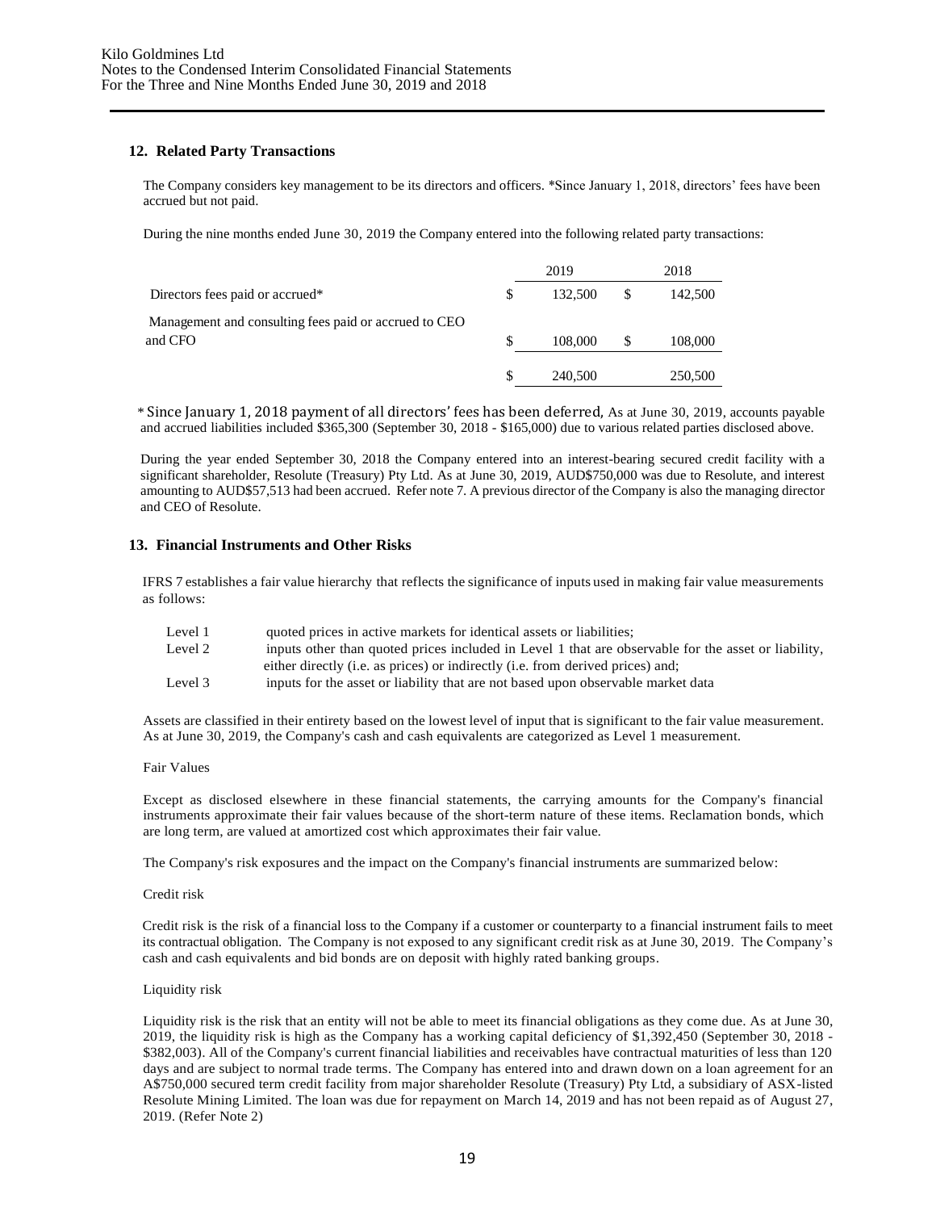## 12. Related Party Transactions

The Company considers key management to be its directors and officers. *Since January 1, 2018, directors' fees have been accrued but not paid.

During the nine months ended June 30, 2019 the Company entered into the following related party transactions:

| | 2019 | 2018 |
|---|---|---|
| Directors fees paid or accrued* | $ 132,500 | $ 142,500 |
| Management and consulting fees paid or accrued to CEO and CFO | $ 108,000 | $ 108,000 |
| | $ 240,500 | 250,500 |

* Since January 1, 2018 payment of all directors' fees has been deferred, As at June 30, 2019, accounts payable and accrued liabilities included $365,300 (September 30, 2018 - $165,000) due to various related parties disclosed above.

During the year ended September 30, 2018 the Company entered into an interest-bearing secured credit facility with a significant shareholder, Resolute (Treasury) Pty Ltd. As at June 30, 2019, AUD$750,000 was due to Resolute, and interest amounting to AUD$57,513 had been accrued. Refer note 7. A previous director of the Company is also the managing director and CEO of Resolute.

## 13. Financial Instruments and Other Risks

IFRS 7 establishes a fair value hierarchy that reflects the significance of inputs used in making fair value measurements as follows:

| | |
|---|---|
| Level 1 | quoted prices in active markets for identical assets or liabilities; |
| Level 2 | inputs other than quoted prices included in Level 1 that are observable for the asset or liability, either directly (i.e. as prices) or indirectly (i.e. from derived prices) and; |
| Level 3 | inputs for the asset or liability that are not based upon observable market data |

Assets are classified in their entirety based on the lowest level of input that is significant to the fair value measurement. As at June 30, 2019, the Company's cash and cash equivalents are categorized as Level 1 measurement.

Fair Values

Except as disclosed elsewhere in these financial statements, the carrying amounts for the Company's financial instruments approximate their fair values because of the short-term nature of these items. Reclamation bonds, which are long term, are valued at amortized cost which approximates their fair value.

The Company's risk exposures and the impact on the Company's financial instruments are summarized below:

Credit risk

Credit risk is the risk of a financial loss to the Company if a customer or counterparty to a financial instrument fails to meet its contractual obligation. The Company is not exposed to any significant credit risk as at June 30, 2019. The Company's cash and cash equivalents and bid bonds are on deposit with highly rated banking groups.

Liquidity risk

Liquidity risk is the risk that an entity will not be able to meet its financial obligations as they come due. As at June 30, 2019, the liquidity risk is high as the Company has a working capital deficiency of $1,392,450 (September 30, 2018 - $382,003). All of the Company's current financial liabilities and receivables have contractual maturities of less than 120 days and are subject to normal trade terms. The Company has entered into and drawn down on a loan agreement for an A$750,000 secured term credit facility from major shareholder Resolute (Treasury) Pty Ltd, a subsidiary of ASX-listed Resolute Mining Limited. The loan was due for repayment on March 14, 2019 and has not been repaid as of August 27, 2019. (Refer Note 2)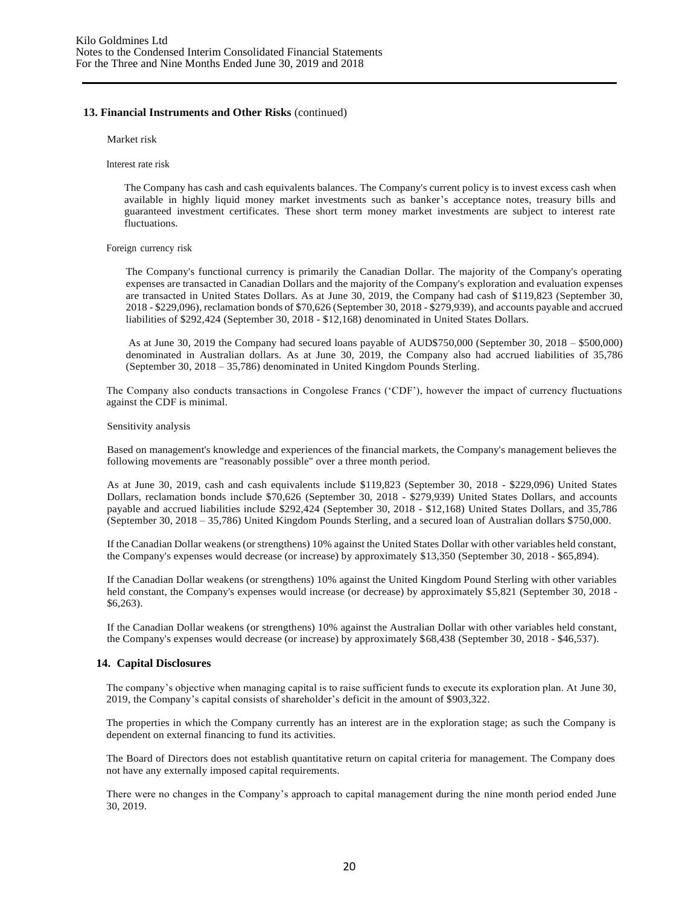## 13. Financial Instruments and Other Risks (continued)

Market risk

Interest rate risk

The Company has cash and cash equivalents balances. The Company's current policy is to invest excess cash when available in highly liquid money market investments such as banker's acceptance notes, treasury bills and guaranteed investment certificates. These short term money market investments are subject to interest rate fluctuations.

Foreign currency risk

The Company's functional currency is primarily the Canadian Dollar. The majority of the Company's operating expenses are transacted in Canadian Dollars and the majority of the Company's exploration and evaluation expenses are transacted in United States Dollars. As at June 30, 2019, the Company had cash of $119,823 (September 30, 2018 - $229,096), reclamation bonds of $70,626 (September 30, 2018 - $279,939), and accounts payable and accrued liabilities of $292,424 (September 30, 2018 - $12,168) denominated in United States Dollars.

As at June 30, 2019 the Company had secured loans payable of AUD$750,000 (September 30, 2018 – $500,000) denominated in Australian dollars. As at June 30, 2019, the Company also had accrued liabilities of 35,786 (September 30, 2018 – 35,786) denominated in United Kingdom Pounds Sterling.

The Company also conducts transactions in Congolese Francs ('CDF'), however the impact of currency fluctuations against the CDF is minimal.

Sensitivity analysis

Based on management's knowledge and experiences of the financial markets, the Company's management believes the following movements are "reasonably possible" over a three month period.

As at June 30, 2019, cash and cash equivalents include $119,823 (September 30, 2018 - $229,096) United States Dollars, reclamation bonds include $70,626 (September 30, 2018 - $279,939) United States Dollars, and accounts payable and accrued liabilities include $292,424 (September 30, 2018 - $12,168) United States Dollars, and 35,786 (September 30, 2018 – 35,786) United Kingdom Pounds Sterling, and a secured loan of Australian dollars $750,000.

If the Canadian Dollar weakens (or strengthens) 10% against the United States Dollar with other variables held constant, the Company's expenses would decrease (or increase) by approximately $13,350 (September 30, 2018 - $65,894).

If the Canadian Dollar weakens (or strengthens) 10% against the United Kingdom Pound Sterling with other variables held constant, the Company's expenses would increase (or decrease) by approximately $5,821 (September 30, 2018 - $6,263).

If the Canadian Dollar weakens (or strengthens) 10% against the Australian Dollar with other variables held constant, the Company's expenses would decrease (or increase) by approximately $68,438 (September 30, 2018 - $46,537).

## 14. Capital Disclosures

The company's objective when managing capital is to raise sufficient funds to execute its exploration plan. At June 30, 2019, the Company's capital consists of shareholder's deficit in the amount of $903,322.

The properties in which the Company currently has an interest are in the exploration stage; as such the Company is dependent on external financing to fund its activities.

The Board of Directors does not establish quantitative return on capital criteria for management. The Company does not have any externally imposed capital requirements.

There were no changes in the Company's approach to capital management during the nine month period ended June 30, 2019.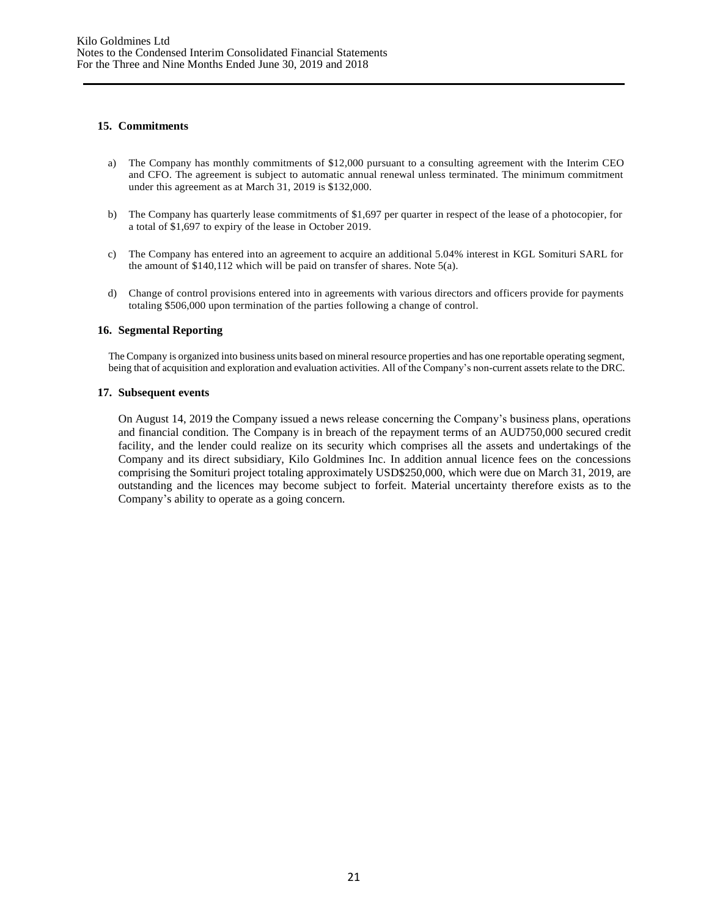## 15. Commitments

a) The Company has monthly commitments of $12,000 pursuant to a consulting agreement with the Interim CEO and CFO. The agreement is subject to automatic annual renewal unless terminated. The minimum commitment under this agreement as at March 31, 2019 is $132,000.

b) The Company has quarterly lease commitments of $1,697 per quarter in respect of the lease of a photocopier, for a total of $1,697 to expiry of the lease in October 2019.

c) The Company has entered into an agreement to acquire an additional 5.04% interest in KGL Somituri SARL for the amount of $140,112 which will be paid on transfer of shares. Note 5(a).

d) Change of control provisions entered into in agreements with various directors and officers provide for payments totaling $506,000 upon termination of the parties following a change of control.

## 16. Segmental Reporting

The Company is organized into business units based on mineral resource properties and has one reportable operating segment, being that of acquisition and exploration and evaluation activities. All of the Company's non-current assets relate to the DRC.

## 17. Subsequent events

On August 14, 2019 the Company issued a news release concerning the Company's business plans, operations and financial condition. The Company is in breach of the repayment terms of an AUD750,000 secured credit facility, and the lender could realize on its security which comprises all the assets and undertakings of the Company and its direct subsidiary, Kilo Goldmines Inc. In addition annual licence fees on the concessions comprising the Somituri project totaling approximately USD$250,000, which were due on March 31, 2019, are outstanding and the licences may become subject to forfeit. Material uncertainty therefore exists as to the Company's ability to operate as a going concern.